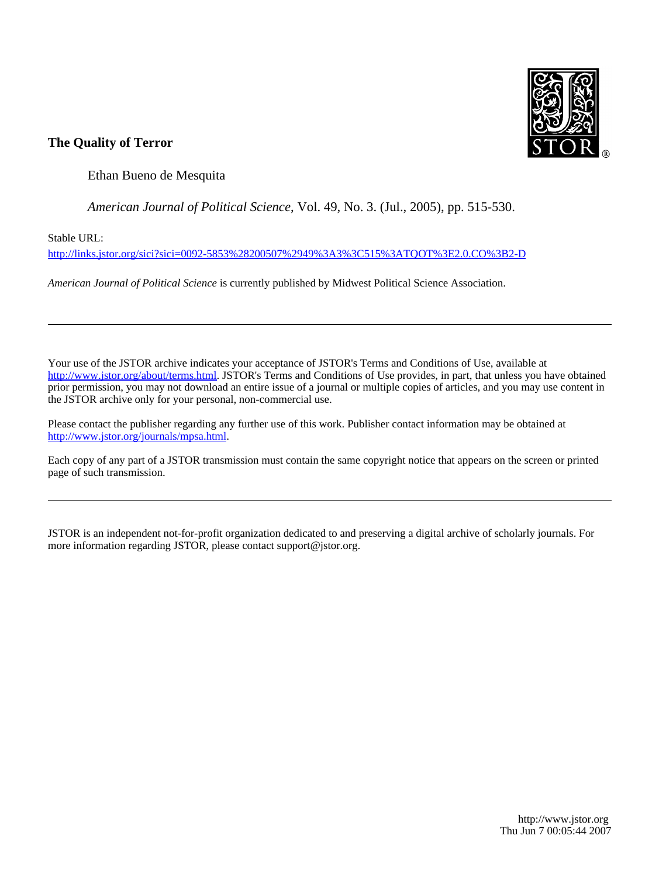**The Quality of Terror**

Ethan Bueno de Mesquita

*American Journal of Political Science*, Vol. 49, No. 3. (Jul., 2005), pp. 515-530.

Stable URL:

http://links.jstor.org/sici?sici=0092-5853%28200507%2949%3A3%3C515%3ATQOT%3E2.0.CO%3B2-D

*American Journal of Political Science* is currently published by Midwest Political Science Association.

---

Your use of the JSTOR archive indicates your acceptance of JSTOR's Terms and Conditions of Use, available at http://www.jstor.org/about/terms.html. JSTOR's Terms and Conditions of Use provides, in part, that unless you have obtained prior permission, you may not download an entire issue of a journal or multiple copies of articles, and you may use content in the JSTOR archive only for your personal, non-commercial use.

Please contact the publisher regarding any further use of this work. Publisher contact information may be obtained at http://www.jstor.org/journals/mpsa.html.

Each copy of any part of a JSTOR transmission must contain the same copyright notice that appears on the screen or printed page of such transmission.

---

JSTOR is an independent not-for-profit organization dedicated to and preserving a digital archive of scholarly journals. For more information regarding JSTOR, please contact support@jstor.org.

http://www.jstor.org
Thu Jun 7 00:05:44 2007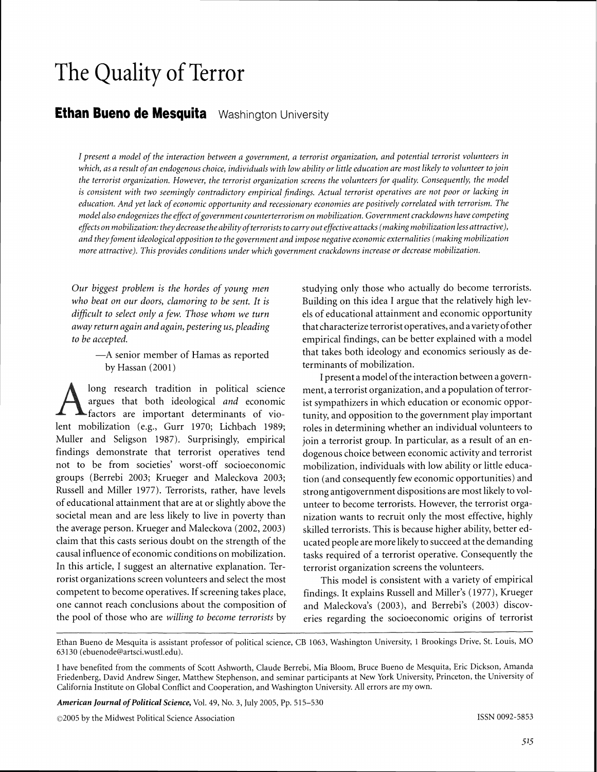# The Quality of Terror

## Ethan Bueno de Mesquita Washington University

*I present a model of the interaction between a government, a terrorist organization, and potential terrorist volunteers in which, as a result of an endogenous choice, individuals with low ability or little education are most likely to volunteer to join the terrorist organization. However, the terrorist organization screens the volunteers for quality. Consequently, the model is consistent with two seemingly contradictory empirical findings. Actual terrorist operatives are not poor or lacking in education. And yet lack of economic opportunity and recessionary economies are positively correlated with terrorism. The model also endogenizes the effect of government counterterrorism on mobilization. Government crackdowns have competing effects on mobilization: they decrease the ability of terrorists to carry out effective attacks (making mobilization less attractive), and they foment ideological opposition to the government and impose negative economic externalities (making mobilization more attractive). This provides conditions under which government crackdowns increase or decrease mobilization.*

*Our biggest problem is the hordes of young men who beat on our doors, clamoring to be sent. It is difficult to select only a few. Those whom we turn away return again and again, pestering us, pleading to be accepted.*

—A senior member of Hamas as reported by Hassan (2001)

A long research tradition in political science argues that both ideological *and* economic factors are important determinants of violent mobilization (e.g., Gurr 1970; Lichbach 1989; Muller and Seligson 1987). Surprisingly, empirical findings demonstrate that terrorist operatives tend not to be from societies' worst-off socioeconomic groups (Berrebi 2003; Krueger and Maleckova 2003; Russell and Miller 1977). Terrorists, rather, have levels of educational attainment that are at or slightly above the societal mean and are less likely to live in poverty than the average person. Krueger and Maleckova (2002, 2003) claim that this casts serious doubt on the strength of the causal influence of economic conditions on mobilization. In this article, I suggest an alternative explanation. Terrorist organizations screen volunteers and select the most competent to become operatives. If screening takes place, one cannot reach conclusions about the composition of the pool of those who are *willing to become terrorists* by studying only those who actually do become terrorists. Building on this idea I argue that the relatively high levels of educational attainment and economic opportunity that characterize terrorist operatives, and a variety of other empirical findings, can be better explained with a model that takes both ideology and economics seriously as determinants of mobilization.

I present a model of the interaction between a government, a terrorist organization, and a population of terrorist sympathizers in which education or economic opportunity, and opposition to the government play important roles in determining whether an individual volunteers to join a terrorist group. In particular, as a result of an endogenous choice between economic activity and terrorist mobilization, individuals with low ability or little education (and consequently few economic opportunities) and strong antigovernment dispositions are most likely to volunteer to become terrorists. However, the terrorist organization wants to recruit only the most effective, highly skilled terrorists. This is because higher ability, better educated people are more likely to succeed at the demanding tasks required of a terrorist operative. Consequently the terrorist organization screens the volunteers.

This model is consistent with a variety of empirical findings. It explains Russell and Miller's (1977), Krueger and Maleckova's (2003), and Berrebi's (2003) discoveries regarding the socioeconomic origins of terrorist

Ethan Bueno de Mesquita is assistant professor of political science, CB 1063, Washington University, 1 Brookings Drive, St. Louis, MO 63130 (ebuenode@artsci.wustl.edu).

I have benefited from the comments of Scott Ashworth, Claude Berrebi, Mia Bloom, Bruce Bueno de Mesquita, Eric Dickson, Amanda Friedenberg, David Andrew Singer, Matthew Stephenson, and seminar participants at New York University, Princeton, the University of California Institute on Global Conflict and Cooperation, and Washington University. All errors are my own.

*American Journal of Political Science*, Vol. 49, No. 3, July 2005, Pp. 515–530

©2005 by the Midwest Political Science Association ISSN 0092-5853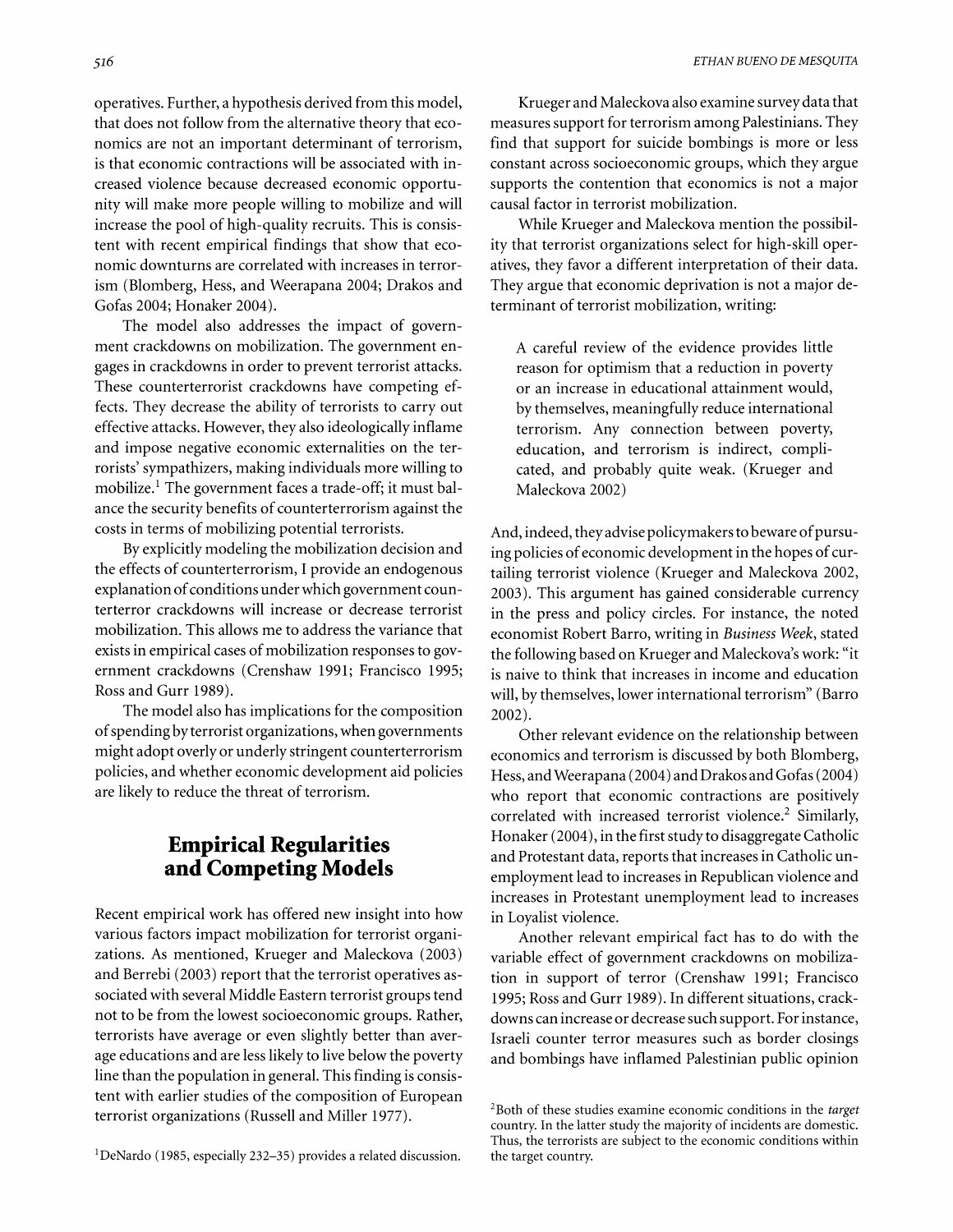operatives. Further, a hypothesis derived from this model, that does not follow from the alternative theory that economics are not an important determinant of terrorism, is that economic contractions will be associated with increased violence because decreased economic opportunity will make more people willing to mobilize and will increase the pool of high-quality recruits. This is consistent with recent empirical findings that show that economic downturns are correlated with increases in terrorism (Blomberg, Hess, and Weerapana 2004; Drakos and Gofas 2004; Honaker 2004).

The model also addresses the impact of government crackdowns on mobilization. The government engages in crackdowns in order to prevent terrorist attacks. These counterterrorist crackdowns have competing effects. They decrease the ability of terrorists to carry out effective attacks. However, they also ideologically inflame and impose negative economic externalities on the terrorists' sympathizers, making individuals more willing to mobilize.[1] The government faces a trade-off; it must balance the security benefits of counterterrorism against the costs in terms of mobilizing potential terrorists.

By explicitly modeling the mobilization decision and the effects of counterterrorism, I provide an endogenous explanation of conditions under which government counterterror crackdowns will increase or decrease terrorist mobilization. This allows me to address the variance that exists in empirical cases of mobilization responses to government crackdowns (Crenshaw 1991; Francisco 1995; Ross and Gurr 1989).

The model also has implications for the composition of spending by terrorist organizations, when governments might adopt overly or underly stringent counterterrorism policies, and whether economic development aid policies are likely to reduce the threat of terrorism.

## Empirical Regularities and Competing Models

Recent empirical work has offered new insight into how various factors impact mobilization for terrorist organizations. As mentioned, Krueger and Maleckova (2003) and Berrebi (2003) report that the terrorist operatives associated with several Middle Eastern terrorist groups tend not to be from the lowest socioeconomic groups. Rather, terrorists have average or even slightly better than average educations and are less likely to live below the poverty line than the population in general. This finding is consistent with earlier studies of the composition of European terrorist organizations (Russell and Miller 1977).

Krueger and Maleckova also examine survey data that measures support for terrorism among Palestinians. They find that support for suicide bombings is more or less constant across socioeconomic groups, which they argue supports the contention that economics is not a major causal factor in terrorist mobilization.

While Krueger and Maleckova mention the possibility that terrorist organizations select for high-skill operatives, they favor a different interpretation of their data. They argue that economic deprivation is not a major determinant of terrorist mobilization, writing:

> A careful review of the evidence provides little reason for optimism that a reduction in poverty or an increase in educational attainment would, by themselves, meaningfully reduce international terrorism. Any connection between poverty, education, and terrorism is indirect, complicated, and probably quite weak. (Krueger and Maleckova 2002)

And, indeed, they advise policymakers to beware of pursuing policies of economic development in the hopes of curtailing terrorist violence (Krueger and Maleckova 2002, 2003). This argument has gained considerable currency in the press and policy circles. For instance, the noted economist Robert Barro, writing in *Business Week*, stated the following based on Krueger and Maleckova's work: "it is naive to think that increases in income and education will, by themselves, lower international terrorism" (Barro 2002).

Other relevant evidence on the relationship between economics and terrorism is discussed by both Blomberg, Hess, and Weerapana (2004) and Drakos and Gofas (2004) who report that economic contractions are positively correlated with increased terrorist violence.[2] Similarly, Honaker (2004), in the first study to disaggregate Catholic and Protestant data, reports that increases in Catholic unemployment lead to increases in Republican violence and increases in Protestant unemployment lead to increases in Loyalist violence.

Another relevant empirical fact has to do with the variable effect of government crackdowns on mobilization in support of terror (Crenshaw 1991; Francisco 1995; Ross and Gurr 1989). In different situations, crackdowns can increase or decrease such support. For instance, Israeli counter terror measures such as border closings and bombings have inflamed Palestinian public opinion

[1] DeNardo (1985, especially 232–35) provides a related discussion.

[2] Both of these studies examine economic conditions in the *target* country. In the latter study the majority of incidents are domestic. Thus, the terrorists are subject to the economic conditions within the target country.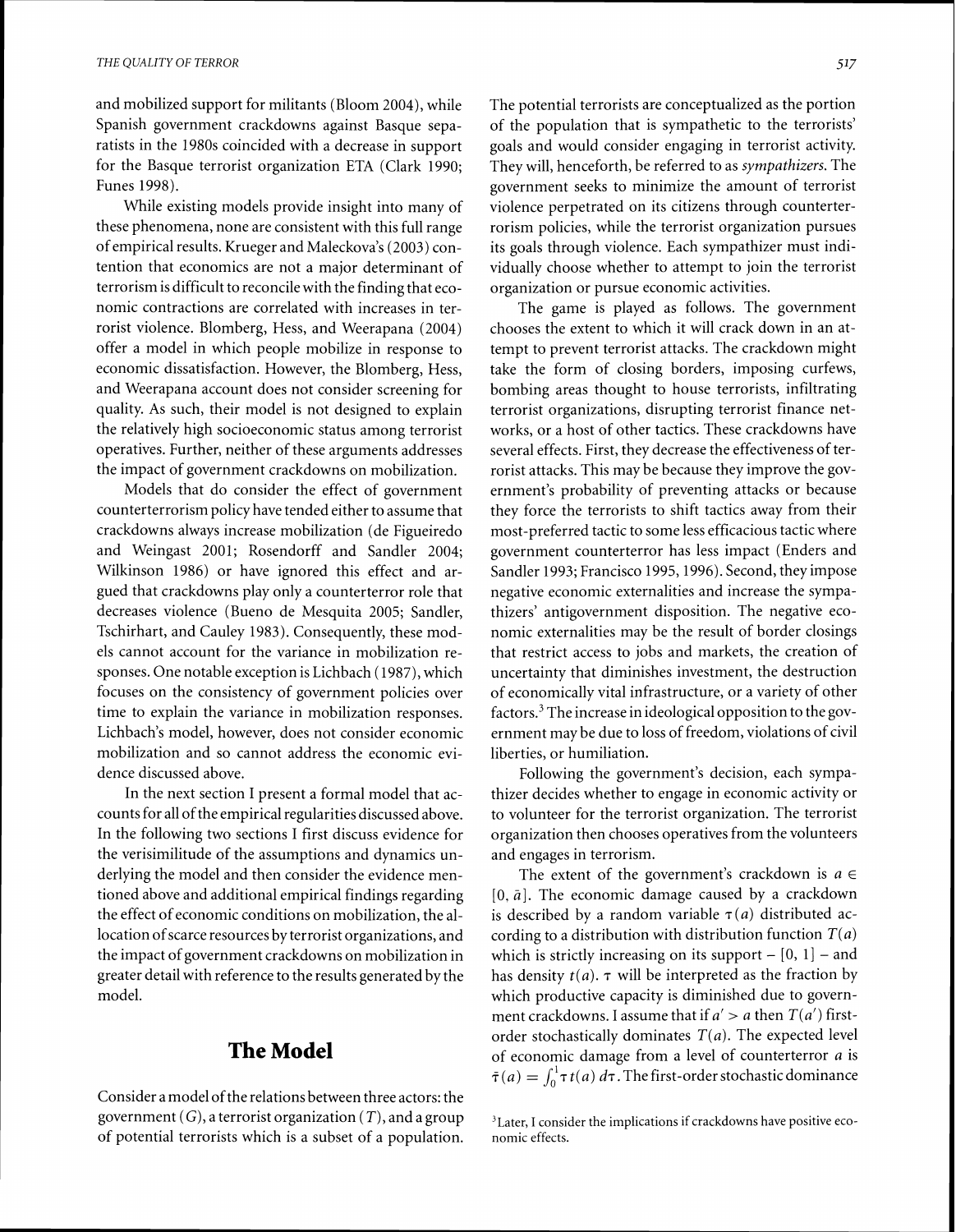and mobilized support for militants (Bloom 2004), while Spanish government crackdowns against Basque separatists in the 1980s coincided with a decrease in support for the Basque terrorist organization ETA (Clark 1990; Funes 1998).

While existing models provide insight into many of these phenomena, none are consistent with this full range of empirical results. Krueger and Maleckova's (2003) contention that economics are not a major determinant of terrorism is difficult to reconcile with the finding that economic contractions are correlated with increases in terrorist violence. Blomberg, Hess, and Weerapana (2004) offer a model in which people mobilize in response to economic dissatisfaction. However, the Blomberg, Hess, and Weerapana account does not consider screening for quality. As such, their model is not designed to explain the relatively high socioeconomic status among terrorist operatives. Further, neither of these arguments addresses the impact of government crackdowns on mobilization.

Models that do consider the effect of government counterterrorism policy have tended either to assume that crackdowns always increase mobilization (de Figueiredo and Weingast 2001; Rosendorff and Sandler 2004; Wilkinson 1986) or have ignored this effect and argued that crackdowns play only a counterterror role that decreases violence (Bueno de Mesquita 2005; Sandler, Tschirhart, and Cauley 1983). Consequently, these models cannot account for the variance in mobilization responses. One notable exception is Lichbach (1987), which focuses on the consistency of government policies over time to explain the variance in mobilization responses. Lichbach's model, however, does not consider economic mobilization and so cannot address the economic evidence discussed above.

In the next section I present a formal model that accounts for all of the empirical regularities discussed above. In the following two sections I first discuss evidence for the verisimilitude of the assumptions and dynamics underlying the model and then consider the evidence mentioned above and additional empirical findings regarding the effect of economic conditions on mobilization, the allocation of scarce resources by terrorist organizations, and the impact of government crackdowns on mobilization in greater detail with reference to the results generated by the model.

## The Model

Consider a model of the relations between three actors: the government ($G$), a terrorist organization ($T$), and a group of potential terrorists which is a subset of a population. The potential terrorists are conceptualized as the portion of the population that is sympathetic to the terrorists' goals and would consider engaging in terrorist activity. They will, henceforth, be referred to as *sympathizers*. The government seeks to minimize the amount of terrorist violence perpetrated on its citizens through counterterrorism policies, while the terrorist organization pursues its goals through violence. Each sympathizer must individually choose whether to attempt to join the terrorist organization or pursue economic activities.

The game is played as follows. The government chooses the extent to which it will crack down in an attempt to prevent terrorist attacks. The crackdown might take the form of closing borders, imposing curfews, bombing areas thought to house terrorists, infiltrating terrorist organizations, disrupting terrorist finance networks, or a host of other tactics. These crackdowns have several effects. First, they decrease the effectiveness of terrorist attacks. This may be because they improve the government's probability of preventing attacks or because they force the terrorists to shift tactics away from their most-preferred tactic to some less efficacious tactic where government counterterror has less impact (Enders and Sandler 1993; Francisco 1995, 1996). Second, they impose negative economic externalities and increase the sympathizers' antigovernment disposition. The negative economic externalities may be the result of border closings that restrict access to jobs and markets, the creation of uncertainty that diminishes investment, the destruction of economically vital infrastructure, or a variety of other factors.[3] The increase in ideological opposition to the government may be due to loss of freedom, violations of civil liberties, or humiliation.

Following the government's decision, each sympathizer decides whether to engage in economic activity or to volunteer for the terrorist organization. The terrorist organization then chooses operatives from the volunteers and engages in terrorism.

The extent of the government's crackdown is $a \in [0, \bar{a}]$. The economic damage caused by a crackdown is described by a random variable $\tau(a)$ distributed according to a distribution with distribution function $T(a)$ which is strictly increasing on its support – $[0, 1]$ – and has density $t(a)$. $\tau$ will be interpreted as the fraction by which productive capacity is diminished due to government crackdowns. I assume that if $a' > a$ then $T(a')$ first-order stochastically dominates $T(a)$. The expected level of economic damage from a level of counterterror $a$ is $\bar{\tau}(a) = \int_0^1 \tau t(a)\, d\tau$. The first-order stochastic dominance

[3] Later, I consider the implications if crackdowns have positive economic effects.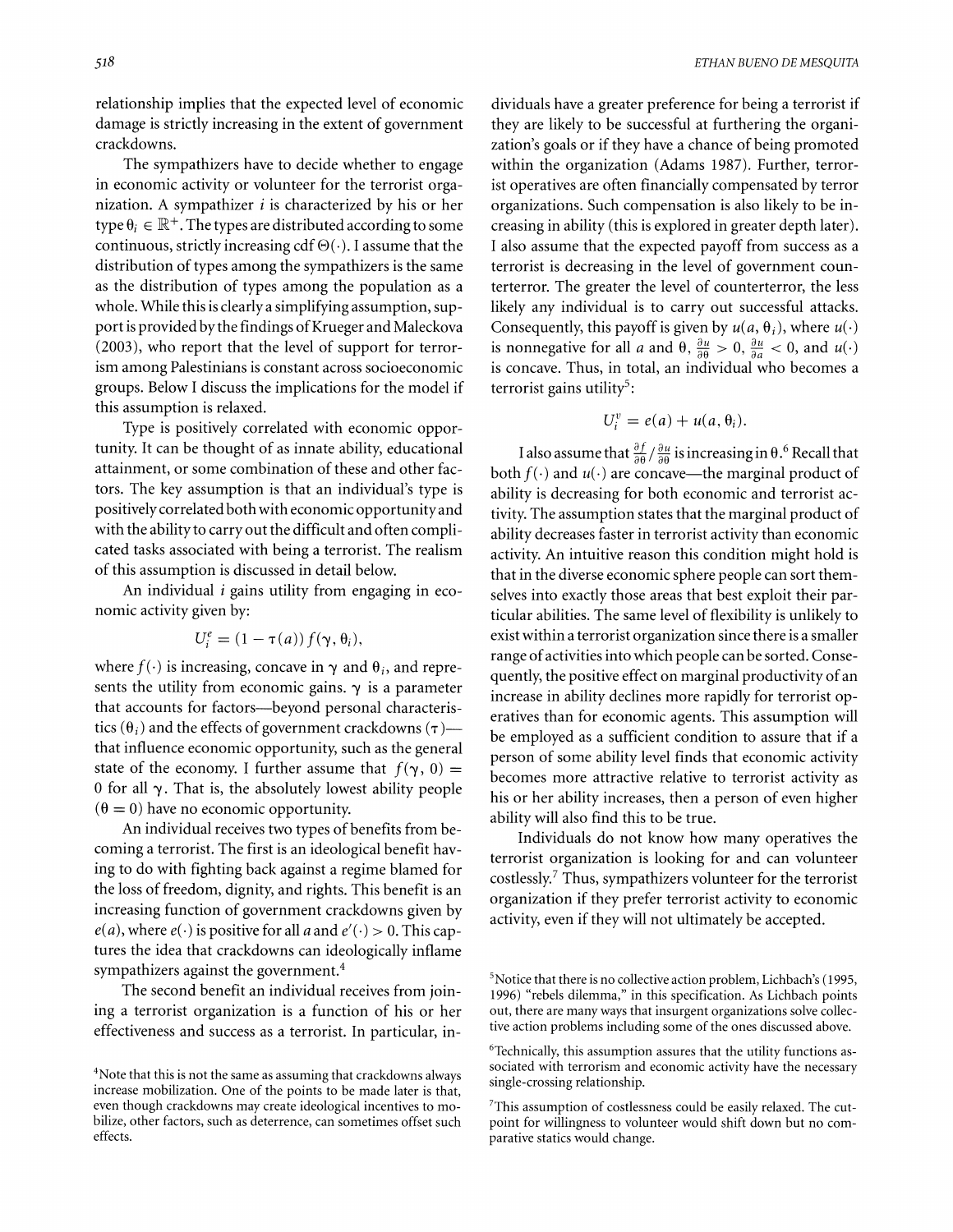relationship implies that the expected level of economic damage is strictly increasing in the extent of government crackdowns.

The sympathizers have to decide whether to engage in economic activity or volunteer for the terrorist organization. A sympathizer $i$ is characterized by his or her type $\theta_i \in \mathbb{R}^+$. The types are distributed according to some continuous, strictly increasing cdf $\Theta(\cdot)$. I assume that the distribution of types among the sympathizers is the same as the distribution of types among the population as a whole. While this is clearly a simplifying assumption, support is provided by the findings of Krueger and Maleckova (2003), who report that the level of support for terrorism among Palestinians is constant across socioeconomic groups. Below I discuss the implications for the model if this assumption is relaxed.

Type is positively correlated with economic opportunity. It can be thought of as innate ability, educational attainment, or some combination of these and other factors. The key assumption is that an individual's type is positively correlated both with economic opportunity and with the ability to carry out the difficult and often complicated tasks associated with being a terrorist. The realism of this assumption is discussed in detail below.

An individual $i$ gains utility from engaging in economic activity given by:

$$U_i^e = (1 - \tau(a)) f(\gamma, \theta_i),$$

where $f(\cdot)$ is increasing, concave in $\gamma$ and $\theta_i$, and represents the utility from economic gains. $\gamma$ is a parameter that accounts for factors—beyond personal characteristics ($\theta_i$) and the effects of government crackdowns ($\tau$)—that influence economic opportunity, such as the general state of the economy. I further assume that $f(\gamma, 0) = 0$ for all $\gamma$. That is, the absolutely lowest ability people ($\theta = 0$) have no economic opportunity.

An individual receives two types of benefits from becoming a terrorist. The first is an ideological benefit having to do with fighting back against a regime blamed for the loss of freedom, dignity, and rights. This benefit is an increasing function of government crackdowns given by $e(a)$, where $e(\cdot)$ is positive for all $a$ and $e'(\cdot) > 0$. This captures the idea that crackdowns can ideologically inflame sympathizers against the government.[4]

The second benefit an individual receives from joining a terrorist organization is a function of his or her effectiveness and success as a terrorist. In particular, individuals have a greater preference for being a terrorist if they are likely to be successful at furthering the organization's goals or if they have a chance of being promoted within the organization (Adams 1987). Further, terrorist operatives are often financially compensated by terror organizations. Such compensation is also likely to be increasing in ability (this is explored in greater depth later). I also assume that the expected payoff from success as a terrorist is decreasing in the level of government counterterror. The greater the level of counterterror, the less likely any individual is to carry out successful attacks. Consequently, this payoff is given by $u(a, \theta_i)$, where $u(\cdot)$ is nonnegative for all $a$ and $\theta$, $\frac{\partial u}{\partial \theta} > 0$, $\frac{\partial u}{\partial a} < 0$, and $u(\cdot)$ is concave. Thus, in total, an individual who becomes a terrorist gains utility[5]:

$$U_i^v = e(a) + u(a, \theta_i).$$

I also assume that $\frac{\partial f}{\partial \theta} / \frac{\partial u}{\partial \theta}$ is increasing in $\theta$.[6] Recall that both $f(\cdot)$ and $u(\cdot)$ are concave—the marginal product of ability is decreasing for both economic and terrorist activity. The assumption states that the marginal product of ability decreases faster in terrorist activity than economic activity. An intuitive reason this condition might hold is that in the diverse economic sphere people can sort themselves into exactly those areas that best exploit their particular abilities. The same level of flexibility is unlikely to exist within a terrorist organization since there is a smaller range of activities into which people can be sorted. Consequently, the positive effect on marginal productivity of an increase in ability declines more rapidly for terrorist operatives than for economic agents. This assumption will be employed as a sufficient condition to assure that if a person of some ability level finds that economic activity becomes more attractive relative to terrorist activity as his or her ability increases, then a person of even higher ability will also find this to be true.

Individuals do not know how many operatives the terrorist organization is looking for and can volunteer costlessly.[7] Thus, sympathizers volunteer for the terrorist organization if they prefer terrorist activity to economic activity, even if they will not ultimately be accepted.

[4] Note that this is not the same as assuming that crackdowns always increase mobilization. One of the points to be made later is that, even though crackdowns may create ideological incentives to mobilize, other factors, such as deterrence, can sometimes offset such effects.

[5] Notice that there is no collective action problem, Lichbach's (1995, 1996) "rebels dilemma," in this specification. As Lichbach points out, there are many ways that insurgent organizations solve collective action problems including some of the ones discussed above.

[6] Technically, this assumption assures that the utility functions associated with terrorism and economic activity have the necessary single-crossing relationship.

[7] This assumption of costlessness could be easily relaxed. The cutpoint for willingness to volunteer would shift down but no comparative statics would change.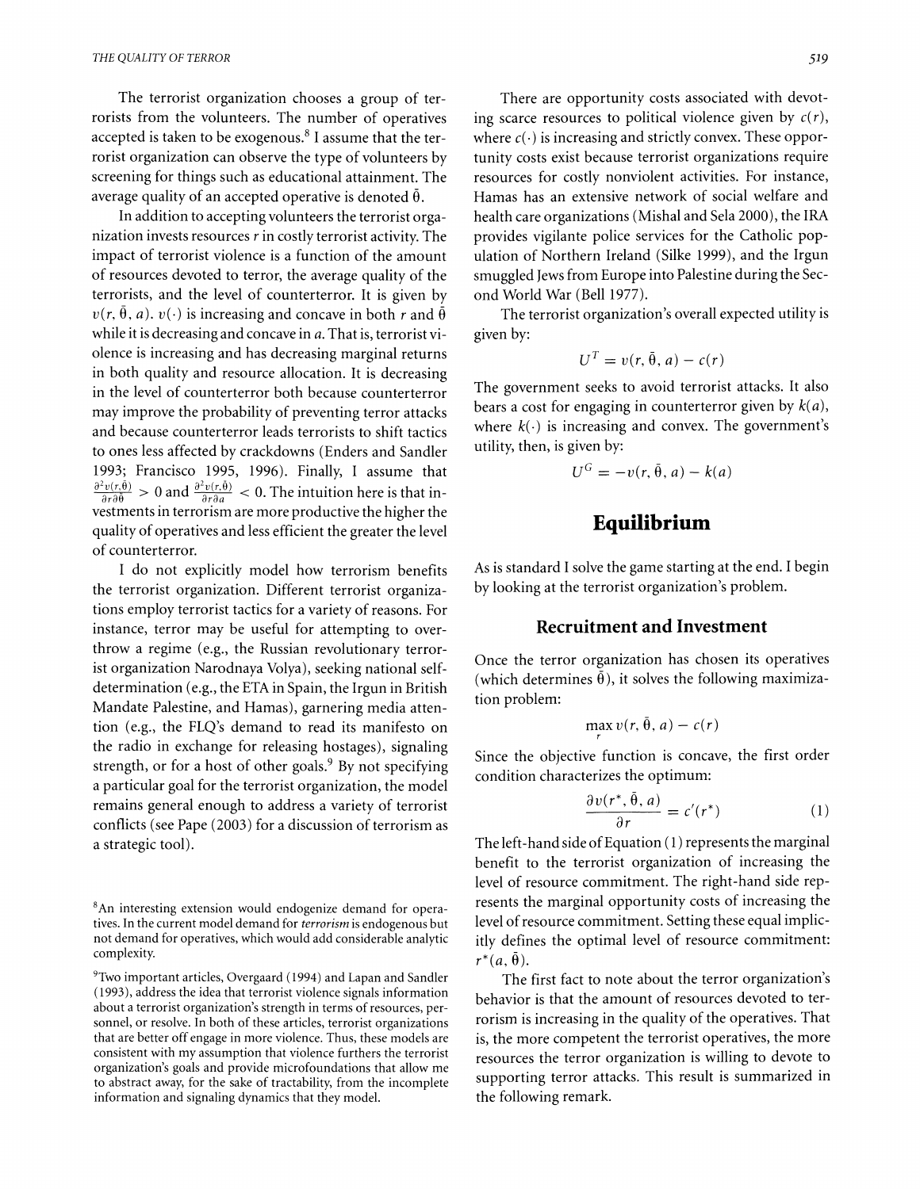The terrorist organization chooses a group of terrorists from the volunteers. The number of operatives accepted is taken to be exogenous.[8] I assume that the terrorist organization can observe the type of volunteers by screening for things such as educational attainment. The average quality of an accepted operative is denoted $\bar{\theta}$.

In addition to accepting volunteers the terrorist organization invests resources $r$ in costly terrorist activity. The impact of terrorist violence is a function of the amount of resources devoted to terror, the average quality of the terrorists, and the level of counterterror. It is given by $v(r, \bar{\theta}, a)$. $v(\cdot)$ is increasing and concave in both $r$ and $\bar{\theta}$ while it is decreasing and concave in $a$. That is, terrorist violence is increasing and has decreasing marginal returns in both quality and resource allocation. It is decreasing in the level of counterterror both because counterterror may improve the probability of preventing terror attacks and because counterterror leads terrorists to shift tactics to ones less affected by crackdowns (Enders and Sandler 1993; Francisco 1995, 1996). Finally, I assume that $\frac{\partial^2 v(r,\bar{\theta})}{\partial r \partial \bar{\theta}} > 0$ and $\frac{\partial^2 v(r,\bar{\theta})}{\partial r \partial a} < 0$. The intuition here is that investments in terrorism are more productive the higher the quality of operatives and less efficient the greater the level of counterterror.

I do not explicitly model how terrorism benefits the terrorist organization. Different terrorist organizations employ terrorist tactics for a variety of reasons. For instance, terror may be useful for attempting to overthrow a regime (e.g., the Russian revolutionary terrorist organization Narodnaya Volya), seeking national self-determination (e.g., the ETA in Spain, the Irgun in British Mandate Palestine, and Hamas), garnering media attention (e.g., the FLQ's demand to read its manifesto on the radio in exchange for releasing hostages), signaling strength, or for a host of other goals.[9] By not specifying a particular goal for the terrorist organization, the model remains general enough to address a variety of terrorist conflicts (see Pape (2003) for a discussion of terrorism as a strategic tool).

There are opportunity costs associated with devoting scarce resources to political violence given by $c(r)$, where $c(\cdot)$ is increasing and strictly convex. These opportunity costs exist because terrorist organizations require resources for costly nonviolent activities. For instance, Hamas has an extensive network of social welfare and health care organizations (Mishal and Sela 2000), the IRA provides vigilante police services for the Catholic population of Northern Ireland (Silke 1999), and the Irgun smuggled Jews from Europe into Palestine during the Second World War (Bell 1977).

The terrorist organization's overall expected utility is given by:

$$U^T = v(r, \bar{\theta}, a) - c(r)$$

The government seeks to avoid terrorist attacks. It also bears a cost for engaging in counterterror given by $k(a)$, where $k(\cdot)$ is increasing and convex. The government's utility, then, is given by:

$$U^G = -v(r, \bar{\theta}, a) - k(a)$$

# Equilibrium

As is standard I solve the game starting at the end. I begin by looking at the terrorist organization's problem.

## Recruitment and Investment

Once the terror organization has chosen its operatives (which determines $\bar{\theta}$), it solves the following maximization problem:

$$\max_r v(r, \bar{\theta}, a) - c(r)$$

Since the objective function is concave, the first order condition characterizes the optimum:

$$\frac{\partial v(r^*, \bar{\theta}, a)}{\partial r} = c'(r^*) \qquad (1)$$

The left-hand side of Equation (1) represents the marginal benefit to the terrorist organization of increasing the level of resource commitment. The right-hand side represents the marginal opportunity costs of increasing the level of resource commitment. Setting these equal implicitly defines the optimal level of resource commitment: $r^*(a, \bar{\theta})$.

The first fact to note about the terror organization's behavior is that the amount of resources devoted to terrorism is increasing in the quality of the operatives. That is, the more competent the terrorist operatives, the more resources the terror organization is willing to devote to supporting terror attacks. This result is summarized in the following remark.

[8] An interesting extension would endogenize demand for operatives. In the current model demand for *terrorism* is endogenous but not demand for operatives, which would add considerable analytic complexity.

[9] Two important articles, Overgaard (1994) and Lapan and Sandler (1993), address the idea that terrorist violence signals information about a terrorist organization's strength in terms of resources, personnel, or resolve. In both of these articles, terrorist organizations that are better off engage in more violence. Thus, these models are consistent with my assumption that violence furthers the terrorist organization's goals and provide microfoundations that allow me to abstract away, for the sake of tractability, from the incomplete information and signaling dynamics that they model.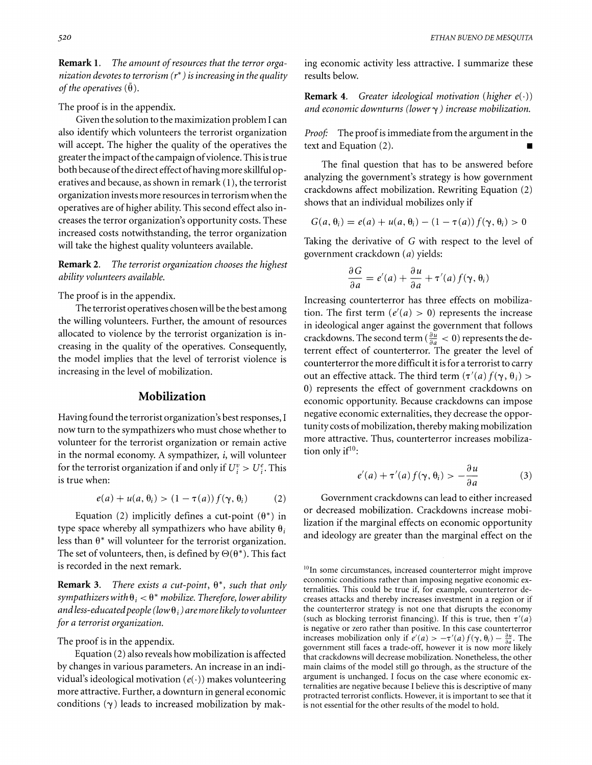**Remark 1.** *The amount of resources that the terror organization devotes to terrorism ($r^*$) is increasing in the quality of the operatives ($\bar{\theta}$).*

The proof is in the appendix.

Given the solution to the maximization problem I can also identify which volunteers the terrorist organization will accept. The higher the quality of the operatives the greater the impact of the campaign of violence. This is true both because of the direct effect of having more skillful operatives and because, as shown in remark (1), the terrorist organization invests more resources in terrorism when the operatives are of higher ability. This second effect also increases the terror organization's opportunity costs. These increased costs notwithstanding, the terror organization will take the highest quality volunteers available.

**Remark 2.** *The terrorist organization chooses the highest ability volunteers available.*

The proof is in the appendix.

The terrorist operatives chosen will be the best among the willing volunteers. Further, the amount of resources allocated to violence by the terrorist organization is increasing in the quality of the operatives. Consequently, the model implies that the level of terrorist violence is increasing in the level of mobilization.

## Mobilization

Having found the terrorist organization's best responses, I now turn to the sympathizers who must chose whether to volunteer for the terrorist organization or remain active in the normal economy. A sympathizer, *i*, will volunteer for the terrorist organization if and only if $U_i^v > U_i^e$. This is true when:

$$e(a) + u(a, \theta_i) > (1 - \tau(a)) f(\gamma, \theta_i) \tag{2}$$

Equation (2) implicitly defines a cut-point ($\theta^*$) in type space whereby all sympathizers who have ability $\theta_i$ less than $\theta^*$ will volunteer for the terrorist organization. The set of volunteers, then, is defined by $\Theta(\theta^*)$. This fact is recorded in the next remark.

**Remark 3.** *There exists a cut-point, $\theta^*$, such that only sympathizers with $\theta_i < \theta^*$ mobilize. Therefore, lower ability and less-educated people (low $\theta_i$) are more likely to volunteer for a terrorist organization.*

The proof is in the appendix.

Equation (2) also reveals how mobilization is affected by changes in various parameters. An increase in an individual's ideological motivation ($e(\cdot)$) makes volunteering more attractive. Further, a downturn in general economic conditions ($\gamma$) leads to increased mobilization by making economic activity less attractive. I summarize these results below.

**Remark 4.** *Greater ideological motivation (higher $e(\cdot)$) and economic downturns (lower $\gamma$) increase mobilization.*

*Proof:* The proof is immediate from the argument in the text and Equation (2). ■

The final question that has to be answered before analyzing the government's strategy is how government crackdowns affect mobilization. Rewriting Equation (2) shows that an individual mobilizes only if

$$G(a, \theta_i) = e(a) + u(a, \theta_i) - (1 - \tau(a)) f(\gamma, \theta_i) > 0$$

Taking the derivative of $G$ with respect to the level of government crackdown ($a$) yields:

$$\frac{\partial G}{\partial a} = e'(a) + \frac{\partial u}{\partial a} + \tau'(a) f(\gamma, \theta_i)$$

Increasing counterterror has three effects on mobilization. The first term ($e'(a) > 0$) represents the increase in ideological anger against the government that follows crackdowns. The second term ($\frac{\partial u}{\partial a} < 0$) represents the deterrent effect of counterterror. The greater the level of counterterror the more difficult it is for a terrorist to carry out an effective attack. The third term ($\tau'(a) f(\gamma, \theta_i) > 0$) represents the effect of government crackdowns on economic opportunity. Because crackdowns can impose negative economic externalities, they decrease the opportunity costs of mobilization, thereby making mobilization more attractive. Thus, counterterror increases mobilization only if[10]:

$$e'(a) + \tau'(a) f(\gamma, \theta_i) > -\frac{\partial u}{\partial a} \tag{3}$$

Government crackdowns can lead to either increased or decreased mobilization. Crackdowns increase mobilization if the marginal effects on economic opportunity and ideology are greater than the marginal effect on the

[10] In some circumstances, increased counterterror might improve economic conditions rather than imposing negative economic externalities. This could be true if, for example, counterterror decreases attacks and thereby increases investment in a region or if the counterterror strategy is not one that disrupts the economy (such as blocking terrorist financing). If this is true, then $\tau'(a)$ is negative or zero rather than positive. In this case counterterror increases mobilization only if $e'(a) > -\tau'(a) f(\gamma, \theta_i) - \frac{\partial u}{\partial a}$. The government still faces a trade-off, however it is now more likely that crackdowns will decrease mobilization. Nonetheless, the other main claims of the model still go through, as the structure of the argument is unchanged. I focus on the case where economic externalities are negative because I believe this is descriptive of many protracted terrorist conflicts. However, it is important to see that it is not essential for the other results of the model to hold.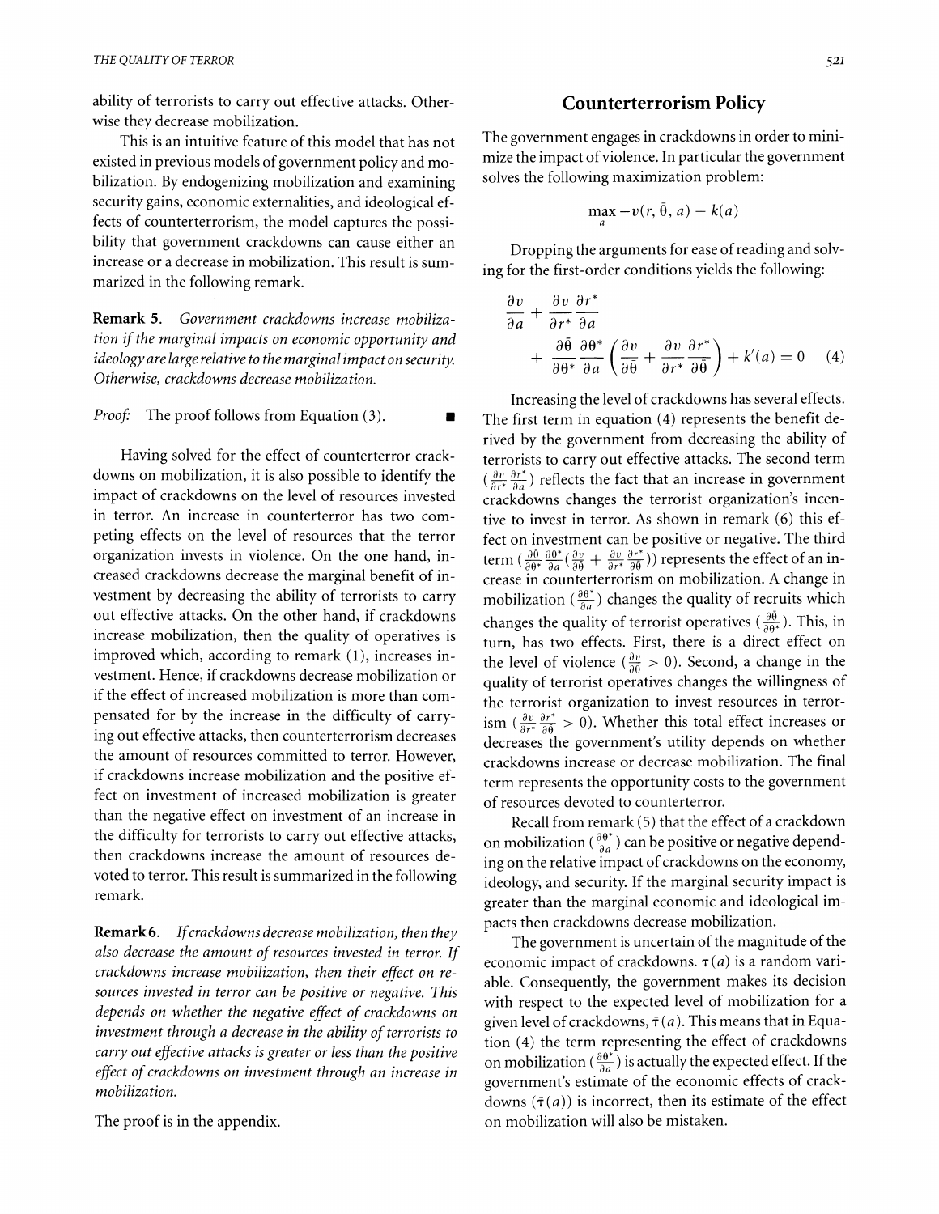ability of terrorists to carry out effective attacks. Otherwise they decrease mobilization.

This is an intuitive feature of this model that has not existed in previous models of government policy and mobilization. By endogenizing mobilization and examining security gains, economic externalities, and ideological effects of counterterrorism, the model captures the possibility that government crackdowns can cause either an increase or a decrease in mobilization. This result is summarized in the following remark.

**Remark 5.** *Government crackdowns increase mobilization if the marginal impacts on economic opportunity and ideology are large relative to the marginal impact on security. Otherwise, crackdowns decrease mobilization.*

*Proof:* The proof follows from Equation (3). ■

Having solved for the effect of counterterror crackdowns on mobilization, it is also possible to identify the impact of crackdowns on the level of resources invested in terror. An increase in counterterror has two competing effects on the level of resources that the terror organization invests in violence. On the one hand, increased crackdowns decrease the marginal benefit of investment by decreasing the ability of terrorists to carry out effective attacks. On the other hand, if crackdowns increase mobilization, then the quality of operatives is improved which, according to remark (1), increases investment. Hence, if crackdowns decrease mobilization or if the effect of increased mobilization is more than compensated for by the increase in the difficulty of carrying out effective attacks, then counterterrorism decreases the amount of resources committed to terror. However, if crackdowns increase mobilization and the positive effect on investment of increased mobilization is greater than the negative effect on investment of an increase in the difficulty for terrorists to carry out effective attacks, then crackdowns increase the amount of resources devoted to terror. This result is summarized in the following remark.

**Remark 6.** *If crackdowns decrease mobilization, then they also decrease the amount of resources invested in terror. If crackdowns increase mobilization, then their effect on resources invested in terror can be positive or negative. This depends on whether the negative effect of crackdowns on investment through a decrease in the ability of terrorists to carry out effective attacks is greater or less than the positive effect of crackdowns on investment through an increase in mobilization.*

The proof is in the appendix.

## Counterterrorism Policy

The government engages in crackdowns in order to minimize the impact of violence. In particular the government solves the following maximization problem:

$$\max_a -v(r, \bar{\theta}, a) - k(a)$$

Dropping the arguments for ease of reading and solving for the first-order conditions yields the following:

$$\frac{\partial v}{\partial a} + \frac{\partial v}{\partial r^*}\frac{\partial r^*}{\partial a} + \frac{\partial \bar{\theta}}{\partial \theta^*}\frac{\partial \theta^*}{\partial a}\left(\frac{\partial v}{\partial \bar{\theta}} + \frac{\partial v}{\partial r^*}\frac{\partial r^*}{\partial \bar{\theta}}\right) + k'(a) = 0 \quad (4)$$

Increasing the level of crackdowns has several effects. The first term in equation (4) represents the benefit derived by the government from decreasing the ability of terrorists to carry out effective attacks. The second term ($\frac{\partial v}{\partial r^*}\frac{\partial r^*}{\partial a}$) reflects the fact that an increase in government crackdowns changes the terrorist organization's incentive to invest in terror. As shown in remark (6) this effect on investment can be positive or negative. The third term ($\frac{\partial \bar{\theta}}{\partial \theta^*}\frac{\partial \theta^*}{\partial a}(\frac{\partial v}{\partial \bar{\theta}} + \frac{\partial v}{\partial r^*}\frac{\partial r^*}{\partial \bar{\theta}})$) represents the effect of an increase in counterterrorism on mobilization. A change in mobilization ($\frac{\partial \theta^*}{\partial a}$) changes the quality of recruits which changes the quality of terrorist operatives ($\frac{\partial \bar{\theta}}{\partial \theta^*}$). This, in turn, has two effects. First, there is a direct effect on the level of violence ($\frac{\partial v}{\partial \bar{\theta}} > 0$). Second, a change in the quality of terrorist operatives changes the willingness of the terrorist organization to invest resources in terrorism ($\frac{\partial v}{\partial r^*}\frac{\partial r^*}{\partial \bar{\theta}} > 0$). Whether this total effect increases or decreases the government's utility depends on whether crackdowns increase or decrease mobilization. The final term represents the opportunity costs to the government of resources devoted to counterterror.

Recall from remark (5) that the effect of a crackdown on mobilization ($\frac{\partial \theta^*}{\partial a}$) can be positive or negative depending on the relative impact of crackdowns on the economy, ideology, and security. If the marginal security impact is greater than the marginal economic and ideological impacts then crackdowns decrease mobilization.

The government is uncertain of the magnitude of the economic impact of crackdowns. $\tau(a)$ is a random variable. Consequently, the government makes its decision with respect to the expected level of mobilization for a given level of crackdowns, $\bar{\tau}(a)$. This means that in Equation (4) the term representing the effect of crackdowns on mobilization ($\frac{\partial \theta^*}{\partial a}$) is actually the expected effect. If the government's estimate of the economic effects of crackdowns ($\bar{\tau}(a)$) is incorrect, then its estimate of the effect on mobilization will also be mistaken.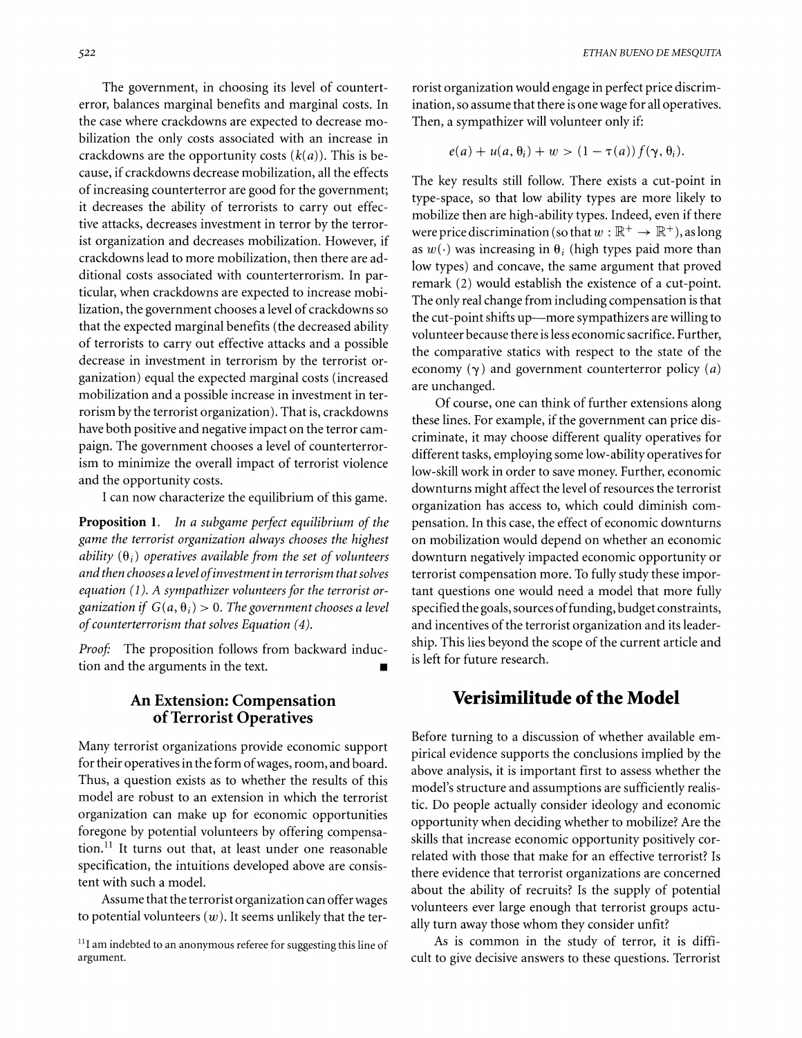The government, in choosing its level of counterterror, balances marginal benefits and marginal costs. In the case where crackdowns are expected to decrease mobilization the only costs associated with an increase in crackdowns are the opportunity costs ($k(a)$). This is because, if crackdowns decrease mobilization, all the effects of increasing counterterror are good for the government; it decreases the ability of terrorists to carry out effective attacks, decreases investment in terror by the terrorist organization and decreases mobilization. However, if crackdowns lead to more mobilization, then there are additional costs associated with counterterrorism. In particular, when crackdowns are expected to increase mobilization, the government chooses a level of crackdowns so that the expected marginal benefits (the decreased ability of terrorists to carry out effective attacks and a possible decrease in investment in terrorism by the terrorist organization) equal the expected marginal costs (increased mobilization and a possible increase in investment in terrorism by the terrorist organization). That is, crackdowns have both positive and negative impact on the terror campaign. The government chooses a level of counterterrorism to minimize the overall impact of terrorist violence and the opportunity costs.

I can now characterize the equilibrium of this game.

**Proposition 1.** *In a subgame perfect equilibrium of the game the terrorist organization always chooses the highest ability* ($\theta_i$) *operatives available from the set of volunteers and then chooses a level of investment in terrorism that solves equation (1). A sympathizer volunteers for the terrorist organization if* $G(a, \theta_i) > 0$. *The government chooses a level of counterterrorism that solves Equation (4).*

*Proof:* The proposition follows from backward induction and the arguments in the text. ∎

## An Extension: Compensation of Terrorist Operatives

Many terrorist organizations provide economic support for their operatives in the form of wages, room, and board. Thus, a question exists as to whether the results of this model are robust to an extension in which the terrorist organization can make up for economic opportunities foregone by potential volunteers by offering compensation.[11] It turns out that, at least under one reasonable specification, the intuitions developed above are consistent with such a model.

Assume that the terrorist organization can offer wages to potential volunteers ($w$). It seems unlikely that the terrorist organization would engage in perfect price discrimination, so assume that there is one wage for all operatives. Then, a sympathizer will volunteer only if:

$$e(a) + u(a, \theta_i) + w > (1 - \tau(a)) f(\gamma, \theta_i).$$

The key results still follow. There exists a cut-point in type-space, so that low ability types are more likely to mobilize then are high-ability types. Indeed, even if there were price discrimination (so that $w : \mathbb{R}^+ \to \mathbb{R}^+$), as long as $w(\cdot)$ was increasing in $\theta_i$ (high types paid more than low types) and concave, the same argument that proved remark (2) would establish the existence of a cut-point. The only real change from including compensation is that the cut-point shifts up—more sympathizers are willing to volunteer because there is less economic sacrifice. Further, the comparative statics with respect to the state of the economy ($\gamma$) and government counterterror policy ($a$) are unchanged.

Of course, one can think of further extensions along these lines. For example, if the government can price discriminate, it may choose different quality operatives for different tasks, employing some low-ability operatives for low-skill work in order to save money. Further, economic downturns might affect the level of resources the terrorist organization has access to, which could diminish compensation. In this case, the effect of economic downturns on mobilization would depend on whether an economic downturn negatively impacted economic opportunity or terrorist compensation more. To fully study these important questions one would need a model that more fully specified the goals, sources of funding, budget constraints, and incentives of the terrorist organization and its leadership. This lies beyond the scope of the current article and is left for future research.

## Verisimilitude of the Model

Before turning to a discussion of whether available empirical evidence supports the conclusions implied by the above analysis, it is important first to assess whether the model's structure and assumptions are sufficiently realistic. Do people actually consider ideology and economic opportunity when deciding whether to mobilize? Are the skills that increase economic opportunity positively correlated with those that make for an effective terrorist? Is there evidence that terrorist organizations are concerned about the ability of recruits? Is the supply of potential volunteers ever large enough that terrorist groups actually turn away those whom they consider unfit?

As is common in the study of terror, it is difficult to give decisive answers to these questions. Terrorist

[11] I am indebted to an anonymous referee for suggesting this line of argument.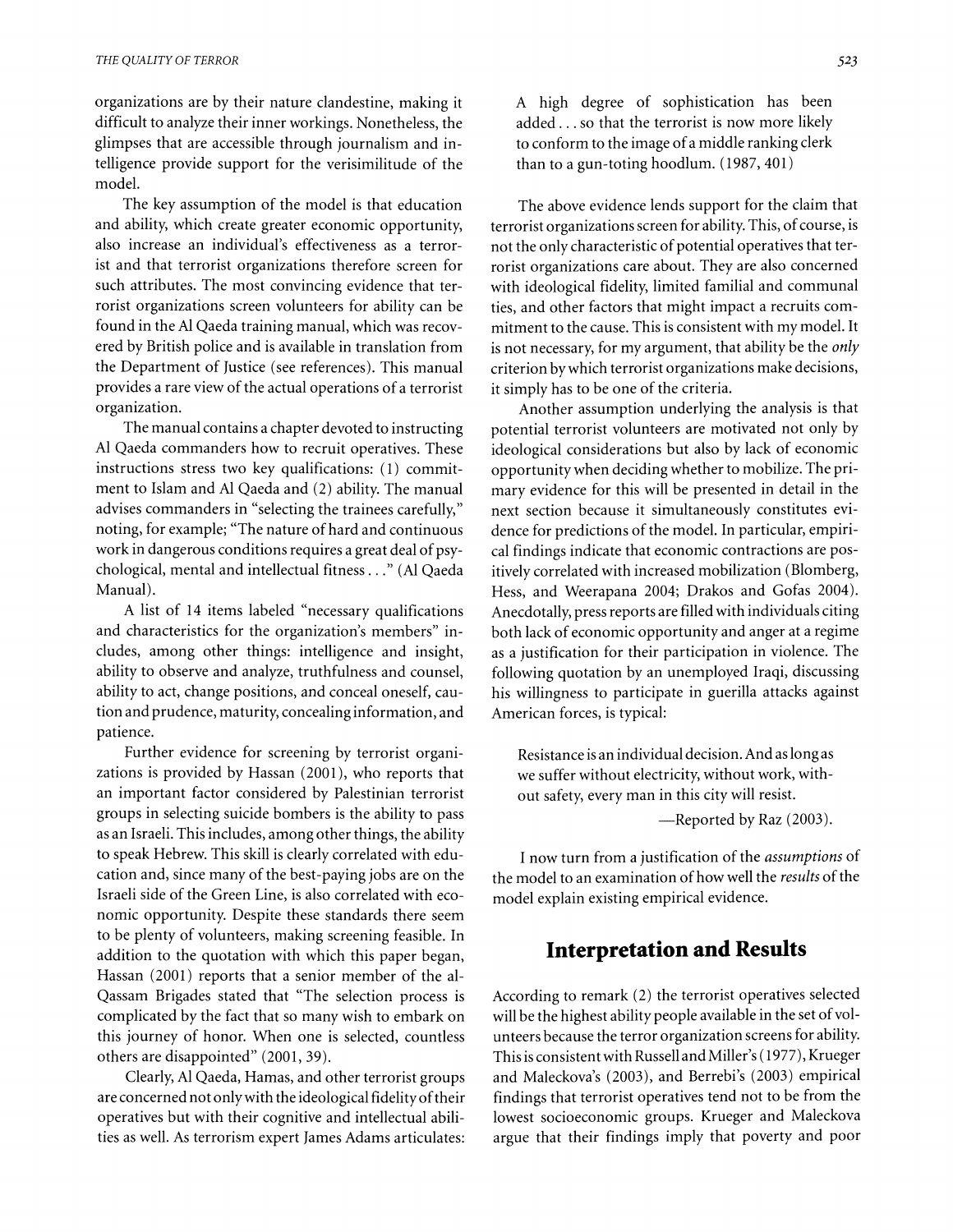organizations are by their nature clandestine, making it difficult to analyze their inner workings. Nonetheless, the glimpses that are accessible through journalism and intelligence provide support for the verisimilitude of the model.

The key assumption of the model is that education and ability, which create greater economic opportunity, also increase an individual's effectiveness as a terrorist and that terrorist organizations therefore screen for such attributes. The most convincing evidence that terrorist organizations screen volunteers for ability can be found in the Al Qaeda training manual, which was recovered by British police and is available in translation from the Department of Justice (see references). This manual provides a rare view of the actual operations of a terrorist organization.

The manual contains a chapter devoted to instructing Al Qaeda commanders how to recruit operatives. These instructions stress two key qualifications: (1) commitment to Islam and Al Qaeda and (2) ability. The manual advises commanders in "selecting the trainees carefully," noting, for example; "The nature of hard and continuous work in dangerous conditions requires a great deal of psychological, mental and intellectual fitness . . ." (Al Qaeda Manual).

A list of 14 items labeled "necessary qualifications and characteristics for the organization's members" includes, among other things: intelligence and insight, ability to observe and analyze, truthfulness and counsel, ability to act, change positions, and conceal oneself, caution and prudence, maturity, concealing information, and patience.

Further evidence for screening by terrorist organizations is provided by Hassan (2001), who reports that an important factor considered by Palestinian terrorist groups in selecting suicide bombers is the ability to pass as an Israeli. This includes, among other things, the ability to speak Hebrew. This skill is clearly correlated with education and, since many of the best-paying jobs are on the Israeli side of the Green Line, is also correlated with economic opportunity. Despite these standards there seem to be plenty of volunteers, making screening feasible. In addition to the quotation with which this paper began, Hassan (2001) reports that a senior member of the al-Qassam Brigades stated that "The selection process is complicated by the fact that so many wish to embark on this journey of honor. When one is selected, countless others are disappointed" (2001, 39).

Clearly, Al Qaeda, Hamas, and other terrorist groups are concerned not only with the ideological fidelity of their operatives but with their cognitive and intellectual abilities as well. As terrorism expert James Adams articulates:

> A high degree of sophistication has been added . . . so that the terrorist is now more likely to conform to the image of a middle ranking clerk than to a gun-toting hoodlum. (1987, 401)

The above evidence lends support for the claim that terrorist organizations screen for ability. This, of course, is not the only characteristic of potential operatives that terrorist organizations care about. They are also concerned with ideological fidelity, limited familial and communal ties, and other factors that might impact a recruits commitment to the cause. This is consistent with my model. It is not necessary, for my argument, that ability be the *only* criterion by which terrorist organizations make decisions, it simply has to be one of the criteria.

Another assumption underlying the analysis is that potential terrorist volunteers are motivated not only by ideological considerations but also by lack of economic opportunity when deciding whether to mobilize. The primary evidence for this will be presented in detail in the next section because it simultaneously constitutes evidence for predictions of the model. In particular, empirical findings indicate that economic contractions are positively correlated with increased mobilization (Blomberg, Hess, and Weerapana 2004; Drakos and Gofas 2004). Anecdotally, press reports are filled with individuals citing both lack of economic opportunity and anger at a regime as a justification for their participation in violence. The following quotation by an unemployed Iraqi, discussing his willingness to participate in guerilla attacks against American forces, is typical:

> Resistance is an individual decision. And as long as we suffer without electricity, without work, without safety, every man in this city will resist.
>
> —Reported by Raz (2003).

I now turn from a justification of the *assumptions* of the model to an examination of how well the *results* of the model explain existing empirical evidence.

## Interpretation and Results

According to remark (2) the terrorist operatives selected will be the highest ability people available in the set of volunteers because the terror organization screens for ability. This is consistent with Russell and Miller's (1977), Krueger and Maleckova's (2003), and Berrebi's (2003) empirical findings that terrorist operatives tend not to be from the lowest socioeconomic groups. Krueger and Maleckova argue that their findings imply that poverty and poor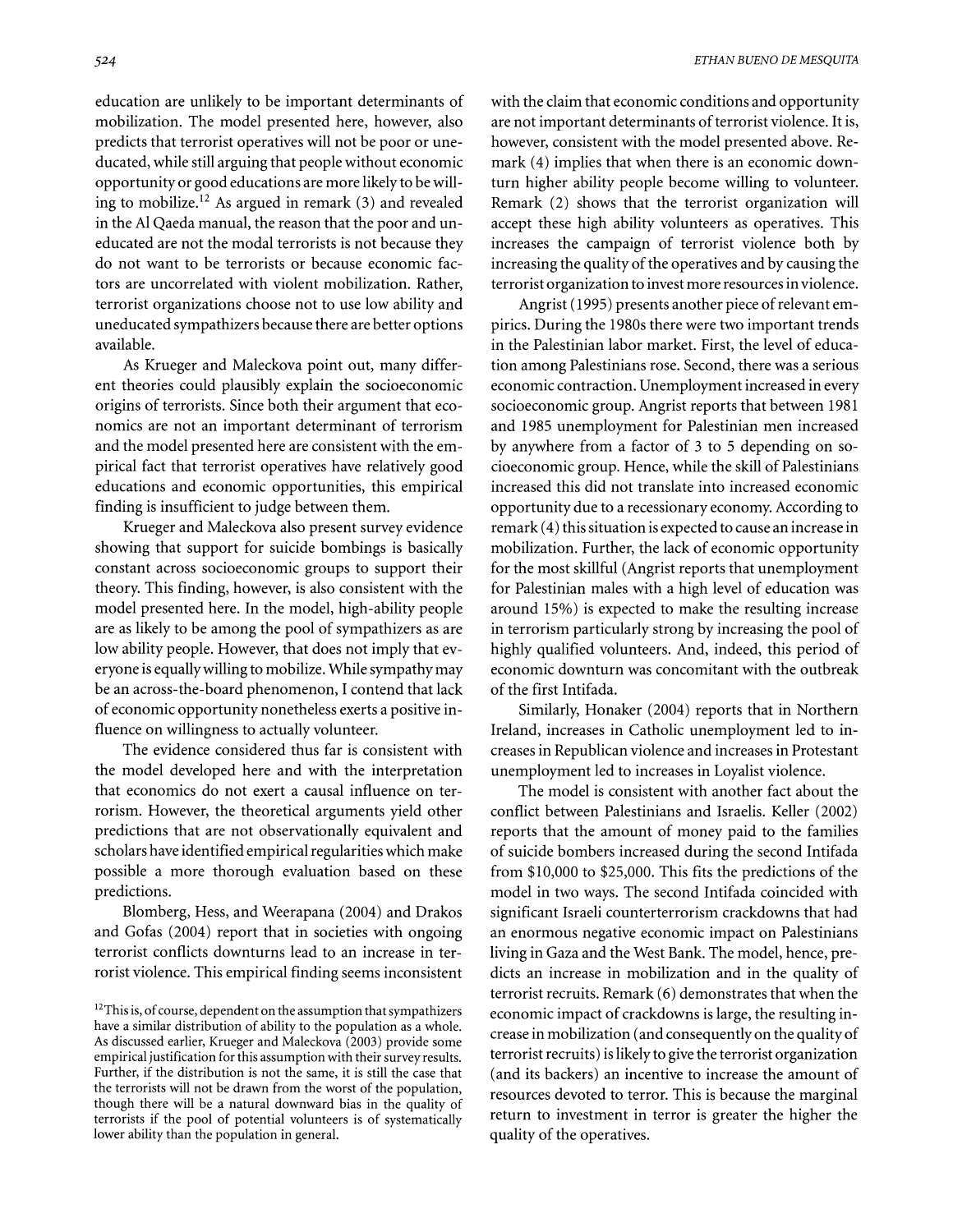education are unlikely to be important determinants of mobilization. The model presented here, however, also predicts that terrorist operatives will not be poor or uneducated, while still arguing that people without economic opportunity or good educations are more likely to be willing to mobilize.[12] As argued in remark (3) and revealed in the Al Qaeda manual, the reason that the poor and uneducated are not the modal terrorists is not because they do not want to be terrorists or because economic factors are uncorrelated with violent mobilization. Rather, terrorist organizations choose not to use low ability and uneducated sympathizers because there are better options available.

As Krueger and Maleckova point out, many different theories could plausibly explain the socioeconomic origins of terrorists. Since both their argument that economics are not an important determinant of terrorism and the model presented here are consistent with the empirical fact that terrorist operatives have relatively good educations and economic opportunities, this empirical finding is insufficient to judge between them.

Krueger and Maleckova also present survey evidence showing that support for suicide bombings is basically constant across socioeconomic groups to support their theory. This finding, however, is also consistent with the model presented here. In the model, high-ability people are as likely to be among the pool of sympathizers as are low ability people. However, that does not imply that everyone is equally willing to mobilize. While sympathy may be an across-the-board phenomenon, I contend that lack of economic opportunity nonetheless exerts a positive influence on willingness to actually volunteer.

The evidence considered thus far is consistent with the model developed here and with the interpretation that economics do not exert a causal influence on terrorism. However, the theoretical arguments yield other predictions that are not observationally equivalent and scholars have identified empirical regularities which make possible a more thorough evaluation based on these predictions.

Blomberg, Hess, and Weerapana (2004) and Drakos and Gofas (2004) report that in societies with ongoing terrorist conflicts downturns lead to an increase in terrorist violence. This empirical finding seems inconsistent with the claim that economic conditions and opportunity are not important determinants of terrorist violence. It is, however, consistent with the model presented above. Remark (4) implies that when there is an economic downturn higher ability people become willing to volunteer. Remark (2) shows that the terrorist organization will accept these high ability volunteers as operatives. This increases the campaign of terrorist violence both by increasing the quality of the operatives and by causing the terrorist organization to invest more resources in violence.

Angrist (1995) presents another piece of relevant empirics. During the 1980s there were two important trends in the Palestinian labor market. First, the level of education among Palestinians rose. Second, there was a serious economic contraction. Unemployment increased in every socioeconomic group. Angrist reports that between 1981 and 1985 unemployment for Palestinian men increased by anywhere from a factor of 3 to 5 depending on socioeconomic group. Hence, while the skill of Palestinians increased this did not translate into increased economic opportunity due to a recessionary economy. According to remark (4) this situation is expected to cause an increase in mobilization. Further, the lack of economic opportunity for the most skillful (Angrist reports that unemployment for Palestinian males with a high level of education was around 15%) is expected to make the resulting increase in terrorism particularly strong by increasing the pool of highly qualified volunteers. And, indeed, this period of economic downturn was concomitant with the outbreak of the first Intifada.

Similarly, Honaker (2004) reports that in Northern Ireland, increases in Catholic unemployment led to increases in Republican violence and increases in Protestant unemployment led to increases in Loyalist violence.

The model is consistent with another fact about the conflict between Palestinians and Israelis. Keller (2002) reports that the amount of money paid to the families of suicide bombers increased during the second Intifada from \$10,000 to \$25,000. This fits the predictions of the model in two ways. The second Intifada coincided with significant Israeli counterterrorism crackdowns that had an enormous negative economic impact on Palestinians living in Gaza and the West Bank. The model, hence, predicts an increase in mobilization and in the quality of terrorist recruits. Remark (6) demonstrates that when the economic impact of crackdowns is large, the resulting increase in mobilization (and consequently on the quality of terrorist recruits) is likely to give the terrorist organization (and its backers) an incentive to increase the amount of resources devoted to terror. This is because the marginal return to investment in terror is greater the higher the quality of the operatives.

[12] This is, of course, dependent on the assumption that sympathizers have a similar distribution of ability to the population as a whole. As discussed earlier, Krueger and Maleckova (2003) provide some empirical justification for this assumption with their survey results. Further, if the distribution is not the same, it is still the case that the terrorists will not be drawn from the worst of the population, though there will be a natural downward bias in the quality of terrorists if the pool of potential volunteers is of systematically lower ability than the population in general.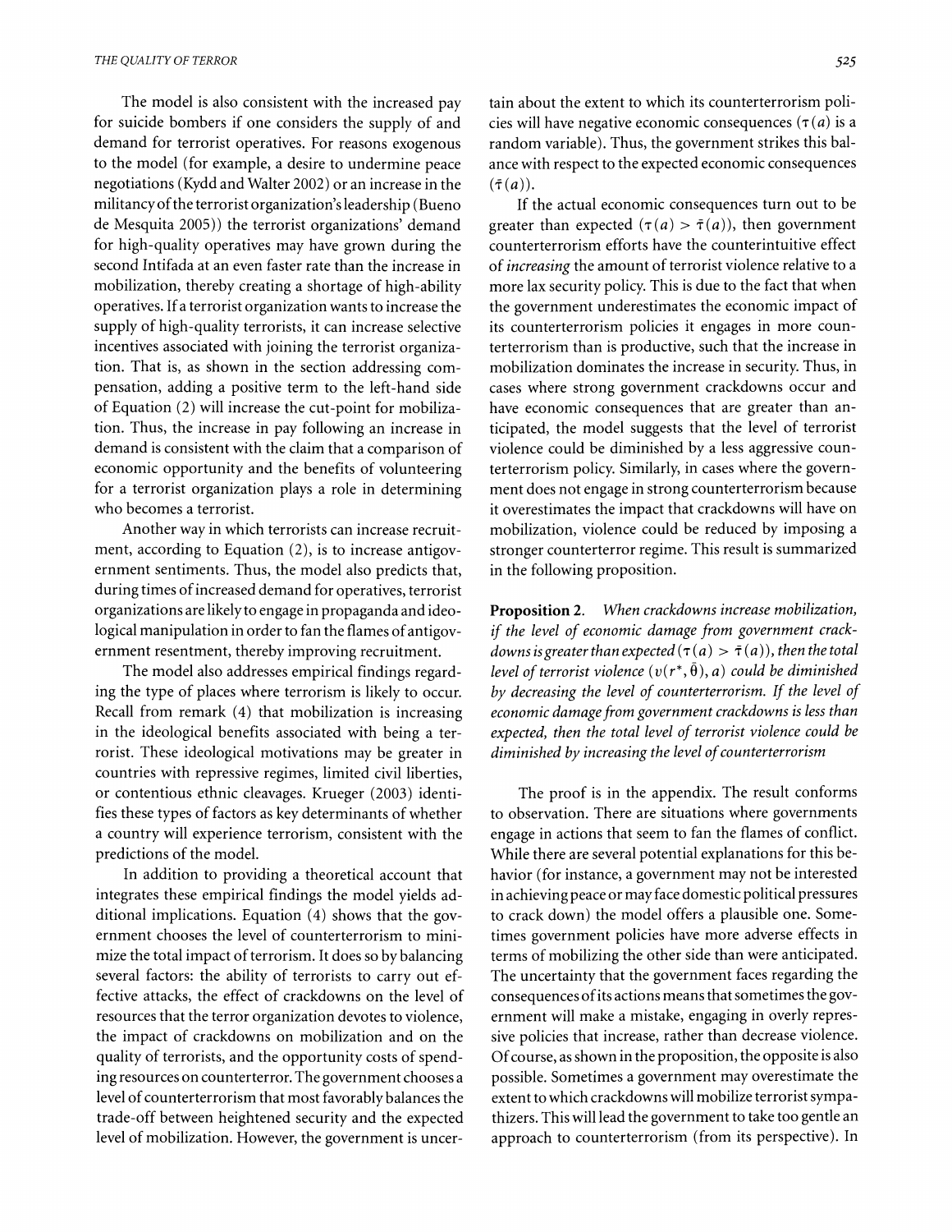The model is also consistent with the increased pay for suicide bombers if one considers the supply of and demand for terrorist operatives. For reasons exogenous to the model (for example, a desire to undermine peace negotiations (Kydd and Walter 2002) or an increase in the militancy of the terrorist organization's leadership (Bueno de Mesquita 2005)) the terrorist organizations' demand for high-quality operatives may have grown during the second Intifada at an even faster rate than the increase in mobilization, thereby creating a shortage of high-ability operatives. If a terrorist organization wants to increase the supply of high-quality terrorists, it can increase selective incentives associated with joining the terrorist organization. That is, as shown in the section addressing compensation, adding a positive term to the left-hand side of Equation (2) will increase the cut-point for mobilization. Thus, the increase in pay following an increase in demand is consistent with the claim that a comparison of economic opportunity and the benefits of volunteering for a terrorist organization plays a role in determining who becomes a terrorist.

Another way in which terrorists can increase recruitment, according to Equation (2), is to increase antigovernment sentiments. Thus, the model also predicts that, during times of increased demand for operatives, terrorist organizations are likely to engage in propaganda and ideological manipulation in order to fan the flames of antigovernment resentment, thereby improving recruitment.

The model also addresses empirical findings regarding the type of places where terrorism is likely to occur. Recall from remark (4) that mobilization is increasing in the ideological benefits associated with being a terrorist. These ideological motivations may be greater in countries with repressive regimes, limited civil liberties, or contentious ethnic cleavages. Krueger (2003) identifies these types of factors as key determinants of whether a country will experience terrorism, consistent with the predictions of the model.

In addition to providing a theoretical account that integrates these empirical findings the model yields additional implications. Equation (4) shows that the government chooses the level of counterterrorism to minimize the total impact of terrorism. It does so by balancing several factors: the ability of terrorists to carry out effective attacks, the effect of crackdowns on the level of resources that the terror organization devotes to violence, the impact of crackdowns on mobilization and on the quality of terrorists, and the opportunity costs of spending resources on counterterror. The government chooses a level of counterterrorism that most favorably balances the trade-off between heightened security and the expected level of mobilization. However, the government is uncertain about the extent to which its counterterrorism policies will have negative economic consequences ($\tau(a)$ is a random variable). Thus, the government strikes this balance with respect to the expected economic consequences ($\bar{\tau}(a)$).

If the actual economic consequences turn out to be greater than expected ($\tau(a) > \bar{\tau}(a)$), then government counterterrorism efforts have the counterintuitive effect of *increasing* the amount of terrorist violence relative to a more lax security policy. This is due to the fact that when the government underestimates the economic impact of its counterterrorism policies it engages in more counterterrorism than is productive, such that the increase in mobilization dominates the increase in security. Thus, in cases where strong government crackdowns occur and have economic consequences that are greater than anticipated, the model suggests that the level of terrorist violence could be diminished by a less aggressive counterterrorism policy. Similarly, in cases where the government does not engage in strong counterterrorism because it overestimates the impact that crackdowns will have on mobilization, violence could be reduced by imposing a stronger counterterror regime. This result is summarized in the following proposition.

**Proposition 2.** *When crackdowns increase mobilization, if the level of economic damage from government crackdowns is greater than expected ($\tau(a) > \bar{\tau}(a)$), then the total level of terrorist violence ($v(r^*, \bar{\theta}), a$) could be diminished by decreasing the level of counterterrorism. If the level of economic damage from government crackdowns is less than expected, then the total level of terrorist violence could be diminished by increasing the level of counterterrorism*

The proof is in the appendix. The result conforms to observation. There are situations where governments engage in actions that seem to fan the flames of conflict. While there are several potential explanations for this behavior (for instance, a government may not be interested in achieving peace or may face domestic political pressures to crack down) the model offers a plausible one. Sometimes government policies have more adverse effects in terms of mobilizing the other side than were anticipated. The uncertainty that the government faces regarding the consequences of its actions means that sometimes the government will make a mistake, engaging in overly repressive policies that increase, rather than decrease violence. Of course, as shown in the proposition, the opposite is also possible. Sometimes a government may overestimate the extent to which crackdowns will mobilize terrorist sympathizers. This will lead the government to take too gentle an approach to counterterrorism (from its perspective). In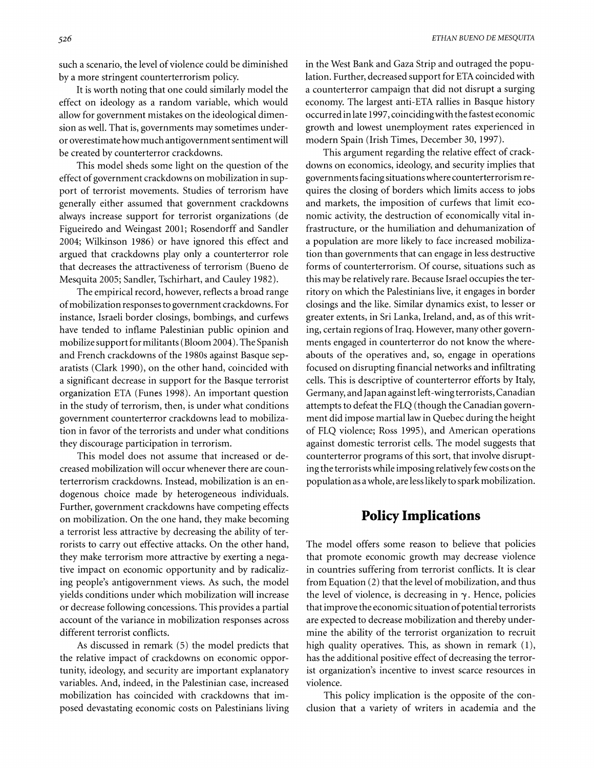such a scenario, the level of violence could be diminished by a more stringent counterterrorism policy.

It is worth noting that one could similarly model the effect on ideology as a random variable, which would allow for government mistakes on the ideological dimension as well. That is, governments may sometimes under- or overestimate how much antigovernment sentiment will be created by counterterror crackdowns.

This model sheds some light on the question of the effect of government crackdowns on mobilization in support of terrorist movements. Studies of terrorism have generally either assumed that government crackdowns always increase support for terrorist organizations (de Figueiredo and Weingast 2001; Rosendorff and Sandler 2004; Wilkinson 1986) or have ignored this effect and argued that crackdowns play only a counterterror role that decreases the attractiveness of terrorism (Bueno de Mesquita 2005; Sandler, Tschirhart, and Cauley 1982).

The empirical record, however, reflects a broad range of mobilization responses to government crackdowns. For instance, Israeli border closings, bombings, and curfews have tended to inflame Palestinian public opinion and mobilize support for militants (Bloom 2004). The Spanish and French crackdowns of the 1980s against Basque separatists (Clark 1990), on the other hand, coincided with a significant decrease in support for the Basque terrorist organization ETA (Funes 1998). An important question in the study of terrorism, then, is under what conditions government counterterror crackdowns lead to mobilization in favor of the terrorists and under what conditions they discourage participation in terrorism.

This model does not assume that increased or decreased mobilization will occur whenever there are counterterrorism crackdowns. Instead, mobilization is an endogenous choice made by heterogeneous individuals. Further, government crackdowns have competing effects on mobilization. On the one hand, they make becoming a terrorist less attractive by decreasing the ability of terrorists to carry out effective attacks. On the other hand, they make terrorism more attractive by exerting a negative impact on economic opportunity and by radicalizing people's antigovernment views. As such, the model yields conditions under which mobilization will increase or decrease following concessions. This provides a partial account of the variance in mobilization responses across different terrorist conflicts.

As discussed in remark (5) the model predicts that the relative impact of crackdowns on economic opportunity, ideology, and security are important explanatory variables. And, indeed, in the Palestinian case, increased mobilization has coincided with crackdowns that imposed devastating economic costs on Palestinians living in the West Bank and Gaza Strip and outraged the population. Further, decreased support for ETA coincided with a counterterror campaign that did not disrupt a surging economy. The largest anti-ETA rallies in Basque history occurred in late 1997, coinciding with the fastest economic growth and lowest unemployment rates experienced in modern Spain (Irish Times, December 30, 1997).

This argument regarding the relative effect of crackdowns on economics, ideology, and security implies that governments facing situations where counterterrorism requires the closing of borders which limits access to jobs and markets, the imposition of curfews that limit economic activity, the destruction of economically vital infrastructure, or the humiliation and dehumanization of a population are more likely to face increased mobilization than governments that can engage in less destructive forms of counterterrorism. Of course, situations such as this may be relatively rare. Because Israel occupies the territory on which the Palestinians live, it engages in border closings and the like. Similar dynamics exist, to lesser or greater extents, in Sri Lanka, Ireland, and, as of this writing, certain regions of Iraq. However, many other governments engaged in counterterror do not know the whereabouts of the operatives and, so, engage in operations focused on disrupting financial networks and infiltrating cells. This is descriptive of counterterror efforts by Italy, Germany, and Japan against left-wing terrorists, Canadian attempts to defeat the FLQ (though the Canadian government did impose martial law in Quebec during the height of FLQ violence; Ross 1995), and American operations against domestic terrorist cells. The model suggests that counterterror programs of this sort, that involve disrupting the terrorists while imposing relatively few costs on the population as a whole, are less likely to spark mobilization.

## Policy Implications

The model offers some reason to believe that policies that promote economic growth may decrease violence in countries suffering from terrorist conflicts. It is clear from Equation (2) that the level of mobilization, and thus the level of violence, is decreasing in $\gamma$. Hence, policies that improve the economic situation of potential terrorists are expected to decrease mobilization and thereby undermine the ability of the terrorist organization to recruit high quality operatives. This, as shown in remark (1), has the additional positive effect of decreasing the terrorist organization's incentive to invest scarce resources in violence.

This policy implication is the opposite of the conclusion that a variety of writers in academia and the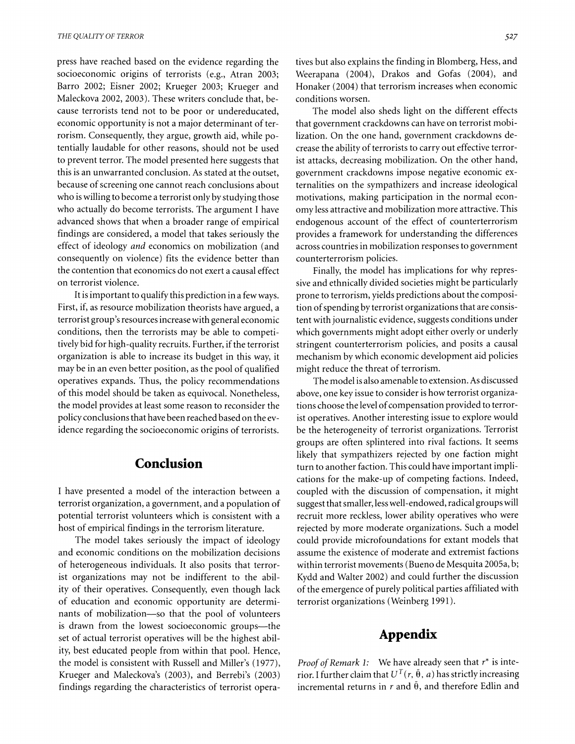press have reached based on the evidence regarding the socioeconomic origins of terrorists (e.g., Atran 2003; Barro 2002; Eisner 2002; Krueger 2003; Krueger and Maleckova 2002, 2003). These writers conclude that, because terrorists tend not to be poor or undereducated, economic opportunity is not a major determinant of terrorism. Consequently, they argue, growth aid, while potentially laudable for other reasons, should not be used to prevent terror. The model presented here suggests that this is an unwarranted conclusion. As stated at the outset, because of screening one cannot reach conclusions about who is willing to become a terrorist only by studying those who actually do become terrorists. The argument I have advanced shows that when a broader range of empirical findings are considered, a model that takes seriously the effect of ideology *and* economics on mobilization (and consequently on violence) fits the evidence better than the contention that economics do not exert a causal effect on terrorist violence.

It is important to qualify this prediction in a few ways. First, if, as resource mobilization theorists have argued, a terrorist group's resources increase with general economic conditions, then the terrorists may be able to competitively bid for high-quality recruits. Further, if the terrorist organization is able to increase its budget in this way, it may be in an even better position, as the pool of qualified operatives expands. Thus, the policy recommendations of this model should be taken as equivocal. Nonetheless, the model provides at least some reason to reconsider the policy conclusions that have been reached based on the evidence regarding the socioeconomic origins of terrorists.

## Conclusion

I have presented a model of the interaction between a terrorist organization, a government, and a population of potential terrorist volunteers which is consistent with a host of empirical findings in the terrorism literature.

The model takes seriously the impact of ideology and economic conditions on the mobilization decisions of heterogeneous individuals. It also posits that terrorist organizations may not be indifferent to the ability of their operatives. Consequently, even though lack of education and economic opportunity are determinants of mobilization—so that the pool of volunteers is drawn from the lowest socioeconomic groups—the set of actual terrorist operatives will be the highest ability, best educated people from within that pool. Hence, the model is consistent with Russell and Miller's (1977), Krueger and Maleckova's (2003), and Berrebi's (2003) findings regarding the characteristics of terrorist operatives but also explains the finding in Blomberg, Hess, and Weerapana (2004), Drakos and Gofas (2004), and Honaker (2004) that terrorism increases when economic conditions worsen.

The model also sheds light on the different effects that government crackdowns can have on terrorist mobilization. On the one hand, government crackdowns decrease the ability of terrorists to carry out effective terrorist attacks, decreasing mobilization. On the other hand, government crackdowns impose negative economic externalities on the sympathizers and increase ideological motivations, making participation in the normal economy less attractive and mobilization more attractive. This endogenous account of the effect of counterterrorism provides a framework for understanding the differences across countries in mobilization responses to government counterterrorism policies.

Finally, the model has implications for why repressive and ethnically divided societies might be particularly prone to terrorism, yields predictions about the composition of spending by terrorist organizations that are consistent with journalistic evidence, suggests conditions under which governments might adopt either overly or underly stringent counterterrorism policies, and posits a causal mechanism by which economic development aid policies might reduce the threat of terrorism.

The model is also amenable to extension. As discussed above, one key issue to consider is how terrorist organizations choose the level of compensation provided to terrorist operatives. Another interesting issue to explore would be the heterogeneity of terrorist organizations. Terrorist groups are often splintered into rival factions. It seems likely that sympathizers rejected by one faction might turn to another faction. This could have important implications for the make-up of competing factions. Indeed, coupled with the discussion of compensation, it might suggest that smaller, less well-endowed, radical groups will recruit more reckless, lower ability operatives who were rejected by more moderate organizations. Such a model could provide microfoundations for extant models that assume the existence of moderate and extremist factions within terrorist movements (Bueno de Mesquita 2005a, b; Kydd and Walter 2002) and could further the discussion of the emergence of purely political parties affiliated with terrorist organizations (Weinberg 1991).

## Appendix

*Proof of Remark 1:* We have already seen that $r^*$ is interior. I further claim that $U^T(r, \bar{\theta}, a)$ has strictly increasing incremental returns in $r$ and $\bar{\theta}$, and therefore Edlin and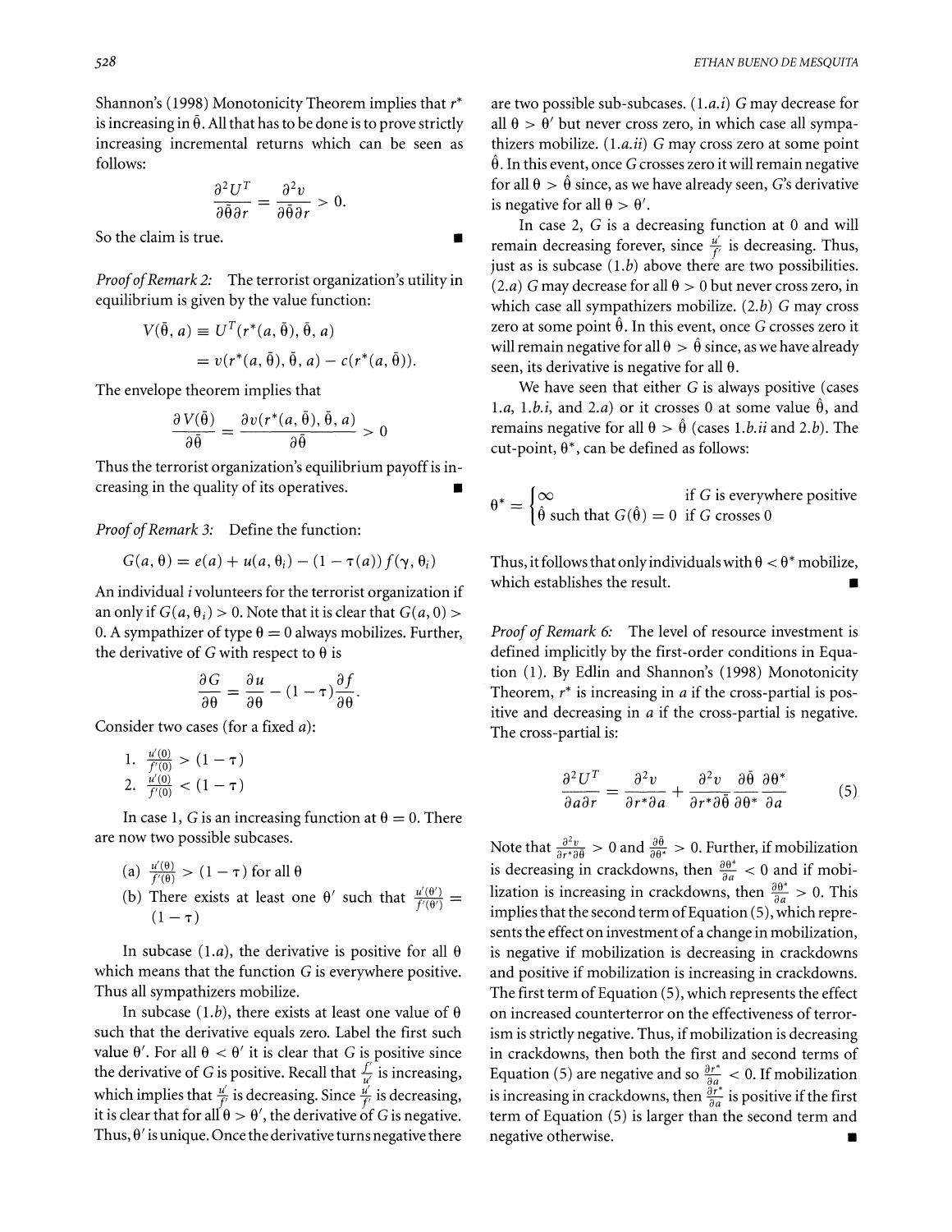Shannon's (1998) Monotonicity Theorem implies that $r^*$ is increasing in $\bar{\theta}$. All that has to be done is to prove strictly increasing incremental returns which can be seen as follows:

$$\frac{\partial^2 U^T}{\partial \bar{\theta} \partial r} = \frac{\partial^2 v}{\partial \bar{\theta} \partial r} > 0.$$

So the claim is true. ∎

*Proof of Remark 2:* The terrorist organization's utility in equilibrium is given by the value function:

$$\begin{aligned} V(\bar{\theta}, a) &\equiv U^T(r^*(a, \bar{\theta}), \bar{\theta}, a) \\ &= v(r^*(a, \bar{\theta}), \bar{\theta}, a) - c(r^*(a, \bar{\theta})). \end{aligned}$$

The envelope theorem implies that

$$\frac{\partial V(\bar{\theta})}{\partial \bar{\theta}} = \frac{\partial v(r^*(a, \bar{\theta}), \bar{\theta}, a)}{\partial \bar{\theta}} > 0$$

Thus the terrorist organization's equilibrium payoff is increasing in the quality of its operatives. ∎

*Proof of Remark 3:* Define the function:

$$G(a, \theta) = e(a) + u(a, \theta_i) - (1 - \tau(a)) f(\gamma, \theta_i)$$

An individual $i$ volunteers for the terrorist organization if an only if $G(a, \theta_i) > 0$. Note that it is clear that $G(a, 0) > 0$. A sympathizer of type $\theta = 0$ always mobilizes. Further, the derivative of $G$ with respect to $\theta$ is

$$\frac{\partial G}{\partial \theta} = \frac{\partial u}{\partial \theta} - (1 - \tau)\frac{\partial f}{\partial \theta}.$$

Consider two cases (for a fixed $a$):

1. $\frac{u'(0)}{f'(0)} > (1 - \tau)$
2. $\frac{u'(0)}{f'(0)} < (1 - \tau)$

In case 1, $G$ is an increasing function at $\theta = 0$. There are now two possible subcases.

(a) $\frac{u'(\theta)}{f'(\theta)} > (1 - \tau)$ for all $\theta$

(b) There exists at least one $\theta'$ such that $\frac{u'(\theta')}{f'(\theta')} = (1 - \tau)$

In subcase (1.*a*), the derivative is positive for all $\theta$ which means that the function $G$ is everywhere positive. Thus all sympathizers mobilize.

In subcase (1.*b*), there exists at least one value of $\theta$ such that the derivative equals zero. Label the first such value $\theta'$. For all $\theta < \theta'$ it is clear that $G$ is positive since the derivative of $G$ is positive. Recall that $\frac{f'}{u'}$ is increasing, which implies that $\frac{u'}{f'}$ is decreasing. Since $\frac{u'}{f'}$ is decreasing, it is clear that for all $\theta > \theta'$, the derivative of $G$ is negative. Thus, $\theta'$ is unique. Once the derivative turns negative there are two possible sub-subcases. (1.*a.i*) $G$ may decrease for all $\theta > \theta'$ but never cross zero, in which case all sympathizers mobilize. (1.*a.ii*) $G$ may cross zero at some point $\hat{\theta}$. In this event, once $G$ crosses zero it will remain negative for all $\theta > \hat{\theta}$ since, as we have already seen, $G$'s derivative is negative for all $\theta > \theta'$.

In case 2, $G$ is a decreasing function at 0 and will remain decreasing forever, since $\frac{u'}{f'}$ is decreasing. Thus, just as is subcase (1.*b*) above there are two possibilities. (2.*a*) $G$ may decrease for all $\theta > 0$ but never cross zero, in which case all sympathizers mobilize. (2.*b*) $G$ may cross zero at some point $\hat{\theta}$. In this event, once $G$ crosses zero it will remain negative for all $\theta > \hat{\theta}$ since, as we have already seen, its derivative is negative for all $\theta$.

We have seen that either $G$ is always positive (cases 1.*a*, 1.*b.i*, and 2.*a*) or it crosses 0 at some value $\hat{\theta}$, and remains negative for all $\theta > \hat{\theta}$ (cases 1.*b.ii* and 2.*b*). The cut-point, $\theta^*$, can be defined as follows:

$$\theta^* = \begin{cases} \infty & \text{if } G \text{ is everywhere positive} \\ \hat{\theta} \text{ such that } G(\hat{\theta}) = 0 & \text{if } G \text{ crosses } 0 \end{cases}$$

Thus, it follows that only individuals with $\theta < \theta^*$ mobilize, which establishes the result. ∎

*Proof of Remark 6:* The level of resource investment is defined implicitly by the first-order conditions in Equation (1). By Edlin and Shannon's (1998) Monotonicity Theorem, $r^*$ is increasing in $a$ if the cross-partial is positive and decreasing in $a$ if the cross-partial is negative. The cross-partial is:

$$\frac{\partial^2 U^T}{\partial a \partial r} = \frac{\partial^2 v}{\partial r^* \partial a} + \frac{\partial^2 v}{\partial r^* \partial \bar{\theta}} \frac{\partial \bar{\theta}}{\partial \theta^*} \frac{\partial \theta^*}{\partial a} \tag{5}$$

Note that $\frac{\partial^2 v}{\partial r^* \partial \bar{\theta}} > 0$ and $\frac{\partial \bar{\theta}}{\partial \theta^*} > 0$. Further, if mobilization is decreasing in crackdowns, then $\frac{\partial \theta^*}{\partial a} < 0$ and if mobilization is increasing in crackdowns, then $\frac{\partial \theta^*}{\partial a} > 0$. This implies that the second term of Equation (5), which represents the effect on investment of a change in mobilization, is negative if mobilization is decreasing in crackdowns and positive if mobilization is increasing in crackdowns. The first term of Equation (5), which represents the effect on increased counterterror on the effectiveness of terrorism is strictly negative. Thus, if mobilization is decreasing in crackdowns, then both the first and second terms of Equation (5) are negative and so $\frac{\partial r^*}{\partial a} < 0$. If mobilization is increasing in crackdowns, then $\frac{\partial r^*}{\partial a}$ is positive if the first term of Equation (5) is larger than the second term and negative otherwise. ∎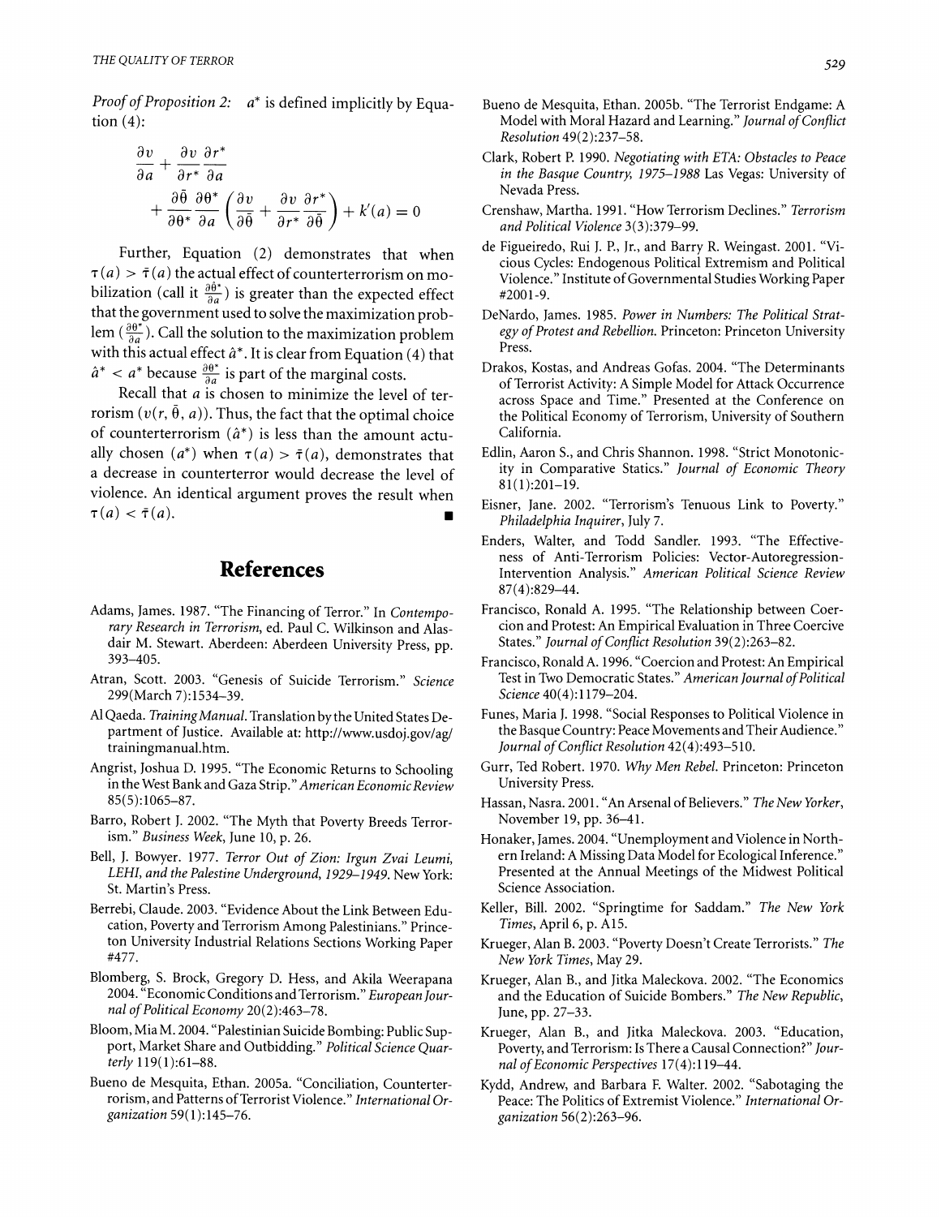*Proof of Proposition 2:* $a^*$ is defined implicitly by Equation (4):

$$\frac{\partial v}{\partial a} + \frac{\partial v}{\partial r^*}\frac{\partial r^*}{\partial a} + \frac{\partial \bar{\theta}}{\partial \theta^*}\frac{\partial \theta^*}{\partial a}\left(\frac{\partial v}{\partial \bar{\theta}} + \frac{\partial v}{\partial r^*}\frac{\partial r^*}{\partial \bar{\theta}}\right) + k'(a) = 0$$

Further, Equation (2) demonstrates that when $\tau(a) > \bar{\tau}(a)$ the actual effect of counterterrorism on mobilization (call it $\frac{\partial \hat{\theta}^*}{\partial a}$) is greater than the expected effect that the government used to solve the maximization problem ($\frac{\partial \theta^*}{\partial a}$). Call the solution to the maximization problem with this actual effect $\hat{a}^*$. It is clear from Equation (4) that $\hat{a}^* < a^*$ because $\frac{\partial \theta^*}{\partial a}$ is part of the marginal costs.

Recall that $a$ is chosen to minimize the level of terrorism ($v(r, \bar{\theta}, a)$). Thus, the fact that the optimal choice of counterterrorism ($\hat{a}^*$) is less than the amount actually chosen ($a^*$) when $\tau(a) > \bar{\tau}(a)$, demonstrates that a decrease in counterterror would decrease the level of violence. An identical argument proves the result when $\tau(a) < \bar{\tau}(a)$. ∎

# References

Adams, James. 1987. "The Financing of Terror." In *Contemporary Research in Terrorism*, ed. Paul C. Wilkinson and Alasdair M. Stewart. Aberdeen: Aberdeen University Press, pp. 393–405.

Atran, Scott. 2003. "Genesis of Suicide Terrorism." *Science* 299(March 7):1534–39.

Al Qaeda. *Training Manual*. Translation by the United States Department of Justice. Available at: http://www.usdoj.gov/ag/trainingmanual.htm.

Angrist, Joshua D. 1995. "The Economic Returns to Schooling in the West Bank and Gaza Strip." *American Economic Review* 85(5):1065–87.

Barro, Robert J. 2002. "The Myth that Poverty Breeds Terrorism." *Business Week*, June 10, p. 26.

Bell, J. Bowyer. 1977. *Terror Out of Zion: Irgun Zvai Leumi, LEHI, and the Palestine Underground, 1929–1949*. New York: St. Martin's Press.

Berrebi, Claude. 2003. "Evidence About the Link Between Education, Poverty and Terrorism Among Palestinians." Princeton University Industrial Relations Sections Working Paper #477.

Blomberg, S. Brock, Gregory D. Hess, and Akila Weerapana 2004. "Economic Conditions and Terrorism." *European Journal of Political Economy* 20(2):463–78.

Bloom, Mia M. 2004. "Palestinian Suicide Bombing: Public Support, Market Share and Outbidding." *Political Science Quarterly* 119(1):61–88.

Bueno de Mesquita, Ethan. 2005a. "Conciliation, Counterterrorism, and Patterns of Terrorist Violence." *International Organization* 59(1):145–76.

Bueno de Mesquita, Ethan. 2005b. "The Terrorist Endgame: A Model with Moral Hazard and Learning." *Journal of Conflict Resolution* 49(2):237–58.

Clark, Robert P. 1990. *Negotiating with ETA: Obstacles to Peace in the Basque Country, 1975–1988* Las Vegas: University of Nevada Press.

Crenshaw, Martha. 1991. "How Terrorism Declines." *Terrorism and Political Violence* 3(3):379–99.

de Figueiredo, Rui J. P., Jr., and Barry R. Weingast. 2001. "Vicious Cycles: Endogenous Political Extremism and Political Violence." Institute of Governmental Studies Working Paper #2001-9.

DeNardo, James. 1985. *Power in Numbers: The Political Strategy of Protest and Rebellion*. Princeton: Princeton University Press.

Drakos, Kostas, and Andreas Gofas. 2004. "The Determinants of Terrorist Activity: A Simple Model for Attack Occurrence across Space and Time." Presented at the Conference on the Political Economy of Terrorism, University of Southern California.

Edlin, Aaron S., and Chris Shannon. 1998. "Strict Monotonicity in Comparative Statics." *Journal of Economic Theory* 81(1):201–19.

Eisner, Jane. 2002. "Terrorism's Tenuous Link to Poverty." *Philadelphia Inquirer*, July 7.

Enders, Walter, and Todd Sandler. 1993. "The Effectiveness of Anti-Terrorism Policies: Vector-Autoregression-Intervention Analysis." *American Political Science Review* 87(4):829–44.

Francisco, Ronald A. 1995. "The Relationship between Coercion and Protest: An Empirical Evaluation in Three Coercive States." *Journal of Conflict Resolution* 39(2):263–82.

Francisco, Ronald A. 1996. "Coercion and Protest: An Empirical Test in Two Democratic States." *American Journal of Political Science* 40(4):1179–204.

Funes, Maria J. 1998. "Social Responses to Political Violence in the Basque Country: Peace Movements and Their Audience." *Journal of Conflict Resolution* 42(4):493–510.

Gurr, Ted Robert. 1970. *Why Men Rebel*. Princeton: Princeton University Press.

Hassan, Nasra. 2001. "An Arsenal of Believers." *The New Yorker*, November 19, pp. 36–41.

Honaker, James. 2004. "Unemployment and Violence in Northern Ireland: A Missing Data Model for Ecological Inference." Presented at the Annual Meetings of the Midwest Political Science Association.

Keller, Bill. 2002. "Springtime for Saddam." *The New York Times*, April 6, p. A15.

Krueger, Alan B. 2003. "Poverty Doesn't Create Terrorists." *The New York Times*, May 29.

Krueger, Alan B., and Jitka Maleckova. 2002. "The Economics and the Education of Suicide Bombers." *The New Republic*, June, pp. 27–33.

Krueger, Alan B., and Jitka Maleckova. 2003. "Education, Poverty, and Terrorism: Is There a Causal Connection?" *Journal of Economic Perspectives* 17(4):119–44.

Kydd, Andrew, and Barbara F. Walter. 2002. "Sabotaging the Peace: The Politics of Extremist Violence." *International Organization* 56(2):263–96.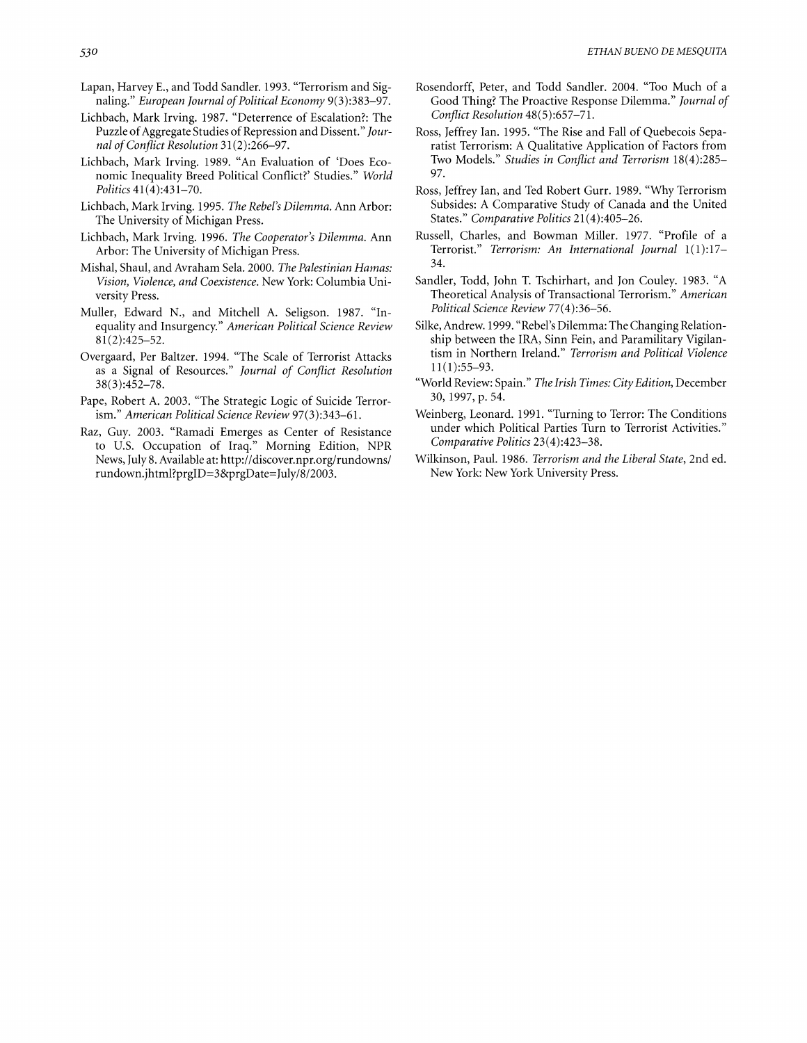Lapan, Harvey E., and Todd Sandler. 1993. "Terrorism and Signaling." *European Journal of Political Economy* 9(3):383–97.

Lichbach, Mark Irving. 1987. "Deterrence of Escalation?: The Puzzle of Aggregate Studies of Repression and Dissent." *Journal of Conflict Resolution* 31(2):266–97.

Lichbach, Mark Irving. 1989. "An Evaluation of 'Does Economic Inequality Breed Political Conflict?' Studies." *World Politics* 41(4):431–70.

Lichbach, Mark Irving. 1995. *The Rebel's Dilemma*. Ann Arbor: The University of Michigan Press.

Lichbach, Mark Irving. 1996. *The Cooperator's Dilemma*. Ann Arbor: The University of Michigan Press.

Mishal, Shaul, and Avraham Sela. 2000. *The Palestinian Hamas: Vision, Violence, and Coexistence*. New York: Columbia University Press.

Muller, Edward N., and Mitchell A. Seligson. 1987. "Inequality and Insurgency." *American Political Science Review* 81(2):425–52.

Overgaard, Per Baltzer. 1994. "The Scale of Terrorist Attacks as a Signal of Resources." *Journal of Conflict Resolution* 38(3):452–78.

Pape, Robert A. 2003. "The Strategic Logic of Suicide Terrorism." *American Political Science Review* 97(3):343–61.

Raz, Guy. 2003. "Ramadi Emerges as Center of Resistance to U.S. Occupation of Iraq." Morning Edition, NPR News, July 8. Available at: http://discover.npr.org/rundowns/rundown.jhtml?prgID=3&prgDate=July/8/2003.

Rosendorff, Peter, and Todd Sandler. 2004. "Too Much of a Good Thing? The Proactive Response Dilemma." *Journal of Conflict Resolution* 48(5):657–71.

Ross, Jeffrey Ian. 1995. "The Rise and Fall of Quebecois Separatist Terrorism: A Qualitative Application of Factors from Two Models." *Studies in Conflict and Terrorism* 18(4):285–97.

Ross, Jeffrey Ian, and Ted Robert Gurr. 1989. "Why Terrorism Subsides: A Comparative Study of Canada and the United States." *Comparative Politics* 21(4):405–26.

Russell, Charles, and Bowman Miller. 1977. "Profile of a Terrorist." *Terrorism: An International Journal* 1(1):17–34.

Sandler, Todd, John T. Tschirhart, and Jon Couley. 1983. "A Theoretical Analysis of Transactional Terrorism." *American Political Science Review* 77(4):36–56.

Silke, Andrew. 1999. "Rebel's Dilemma: The Changing Relationship between the IRA, Sinn Fein, and Paramilitary Vigilantism in Northern Ireland." *Terrorism and Political Violence* 11(1):55–93.

"World Review: Spain." *The Irish Times: City Edition*, December 30, 1997, p. 54.

Weinberg, Leonard. 1991. "Turning to Terror: The Conditions under which Political Parties Turn to Terrorist Activities." *Comparative Politics* 23(4):423–38.

Wilkinson, Paul. 1986. *Terrorism and the Liberal State*, 2nd ed. New York: New York University Press.